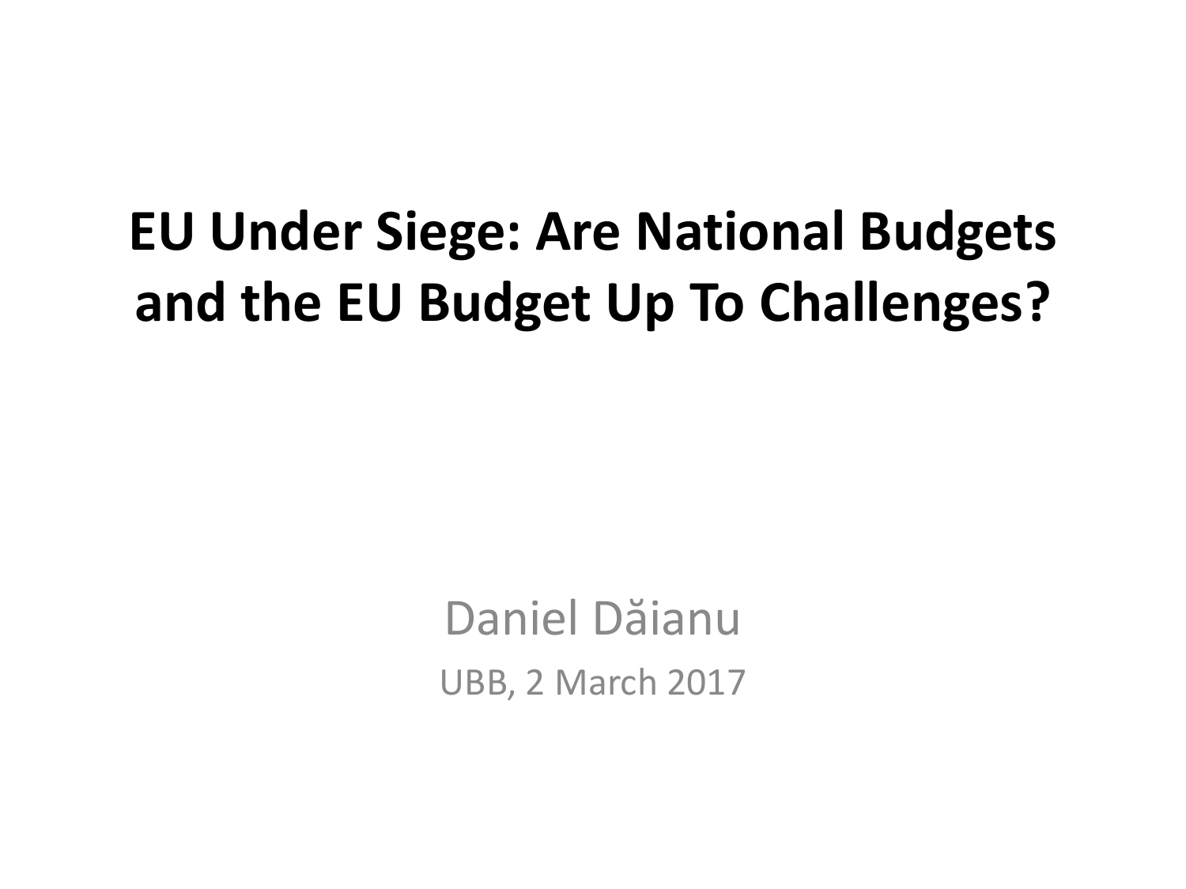# EU Under Siege: Are National Budgets and the EU Budget Up To Challenges?

Daniel Dăianu

UBB, 2 March 2017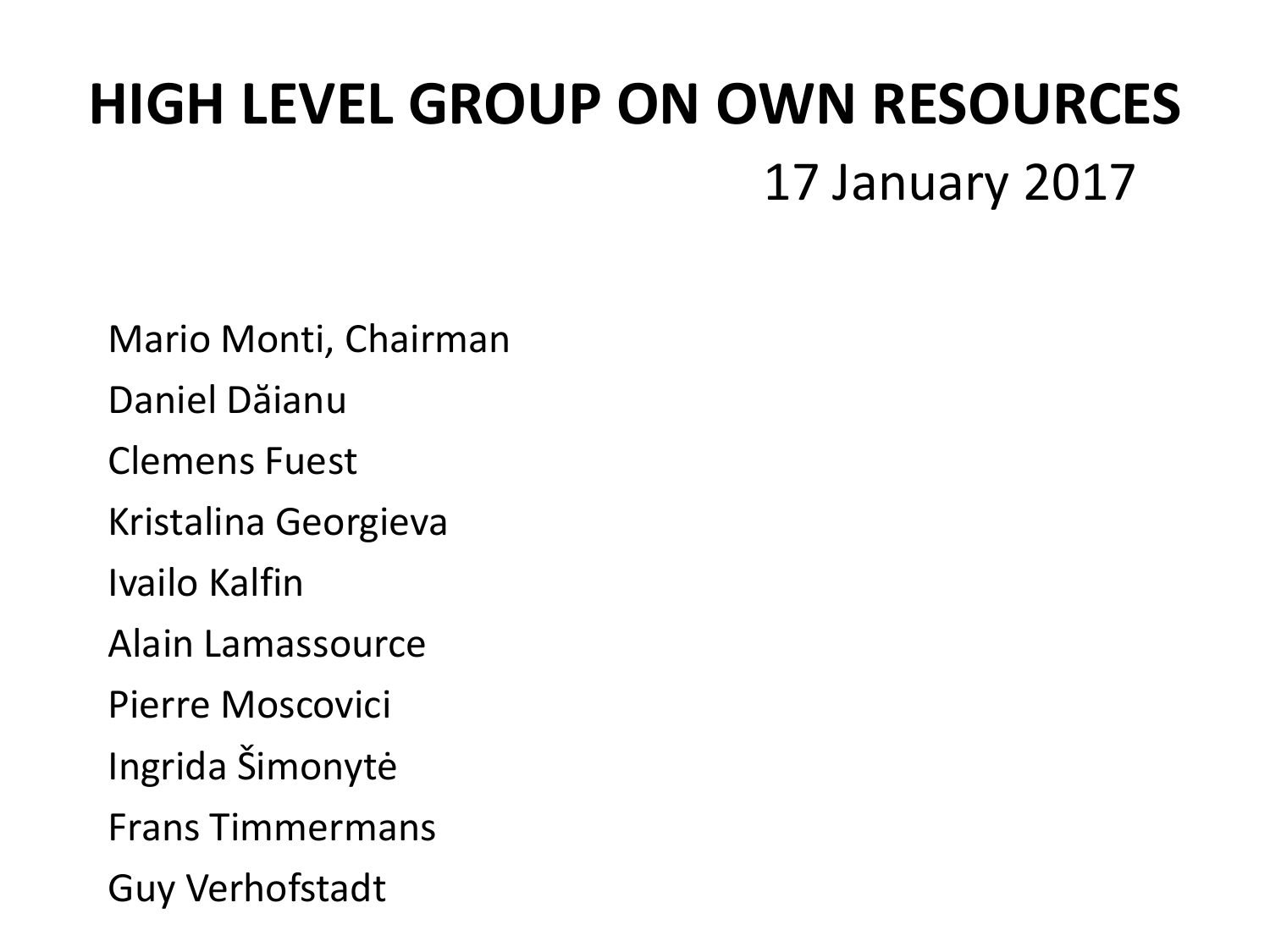# HIGH LEVEL GROUP ON OWN RESOURCES

17 January 2017

Mario Monti, Chairman

Daniel Dăianu

Clemens Fuest

Kristalina Georgieva

Ivailo Kalfin

Alain Lamassource

Pierre Moscovici

Ingrida Šimonytė

Frans Timmermans

Guy Verhofstadt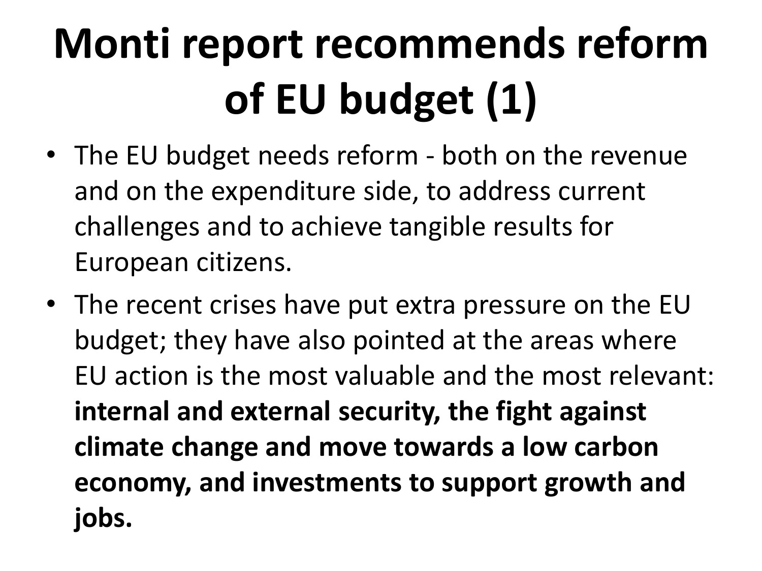# Monti report recommends reform of EU budget (1)

- The EU budget needs reform - both on the revenue and on the expenditure side, to address current challenges and to achieve tangible results for European citizens.
- The recent crises have put extra pressure on the EU budget; they have also pointed at the areas where EU action is the most valuable and the most relevant: **internal and external security, the fight against climate change and move towards a low carbon economy, and investments to support growth and jobs.**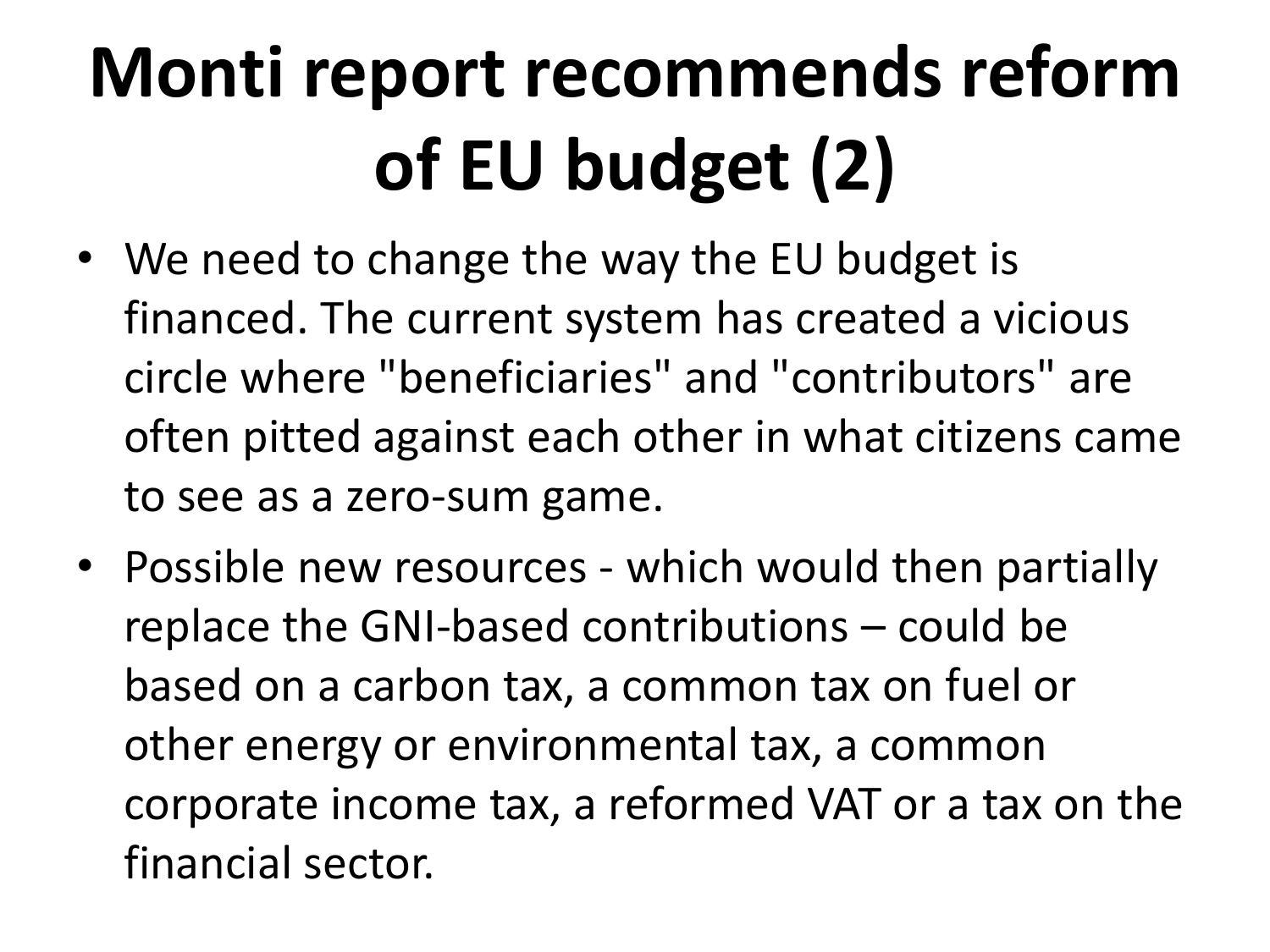# Monti report recommends reform of EU budget (2)

- We need to change the way the EU budget is financed. The current system has created a vicious circle where "beneficiaries" and "contributors" are often pitted against each other in what citizens came to see as a zero-sum game.
- Possible new resources - which would then partially replace the GNI-based contributions – could be based on a carbon tax, a common tax on fuel or other energy or environmental tax, a common corporate income tax, a reformed VAT or a tax on the financial sector.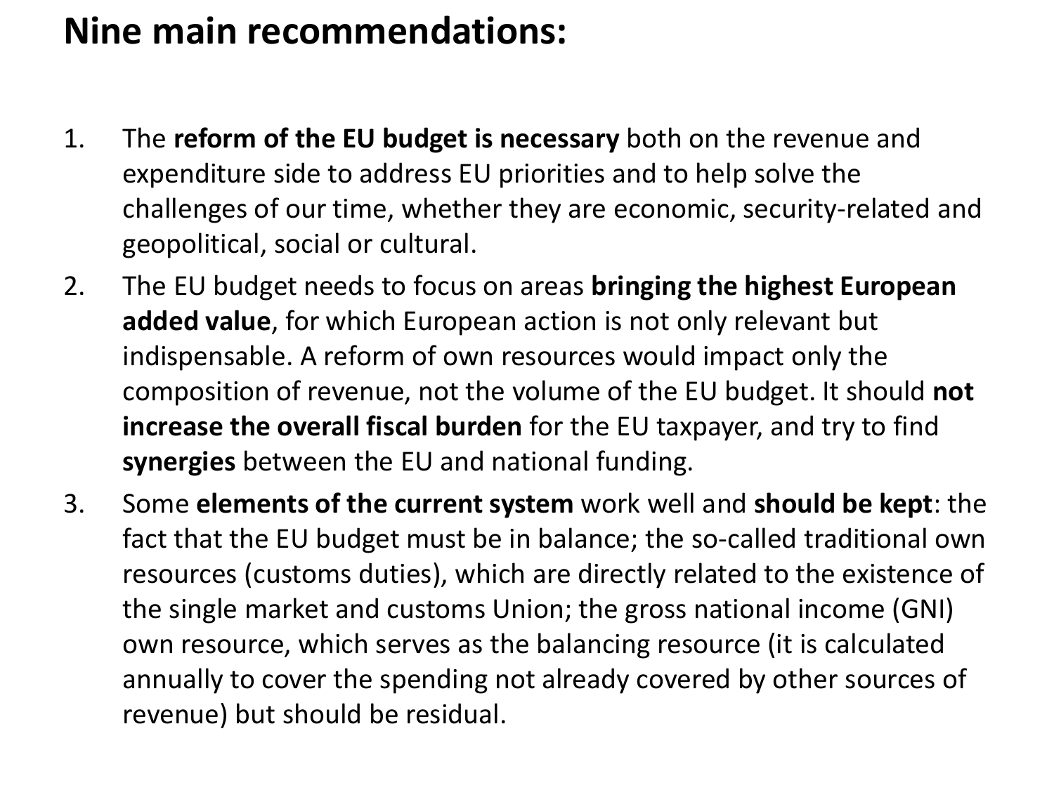# Nine main recommendations:

1. The **reform of the EU budget is necessary** both on the revenue and expenditure side to address EU priorities and to help solve the challenges of our time, whether they are economic, security-related and geopolitical, social or cultural.
2. The EU budget needs to focus on areas **bringing the highest European added value**, for which European action is not only relevant but indispensable. A reform of own resources would impact only the composition of revenue, not the volume of the EU budget. It should **not increase the overall fiscal burden** for the EU taxpayer, and try to find **synergies** between the EU and national funding.
3. Some **elements of the current system** work well and **should be kept**: the fact that the EU budget must be in balance; the so-called traditional own resources (customs duties), which are directly related to the existence of the single market and customs Union; the gross national income (GNI) own resource, which serves as the balancing resource (it is calculated annually to cover the spending not already covered by other sources of revenue) but should be residual.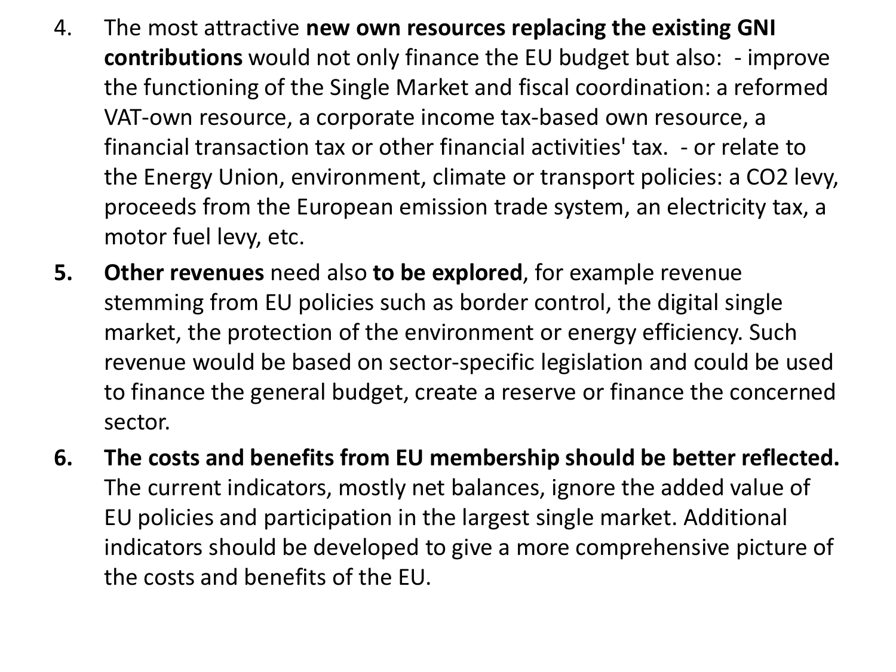4. The most attractive **new own resources replacing the existing GNI contributions** would not only finance the EU budget but also: - improve the functioning of the Single Market and fiscal coordination: a reformed VAT-own resource, a corporate income tax-based own resource, a financial transaction tax or other financial activities' tax. - or relate to the Energy Union, environment, climate or transport policies: a $CO_2$ levy, proceeds from the European emission trade system, an electricity tax, a motor fuel levy, etc.
5. **Other revenues** need also **to be explored**, for example revenue stemming from EU policies such as border control, the digital single market, the protection of the environment or energy efficiency. Such revenue would be based on sector-specific legislation and could be used to finance the general budget, create a reserve or finance the concerned sector.
6. **The costs and benefits from EU membership should be better reflected.** The current indicators, mostly net balances, ignore the added value of EU policies and participation in the largest single market. Additional indicators should be developed to give a more comprehensive picture of the costs and benefits of the EU.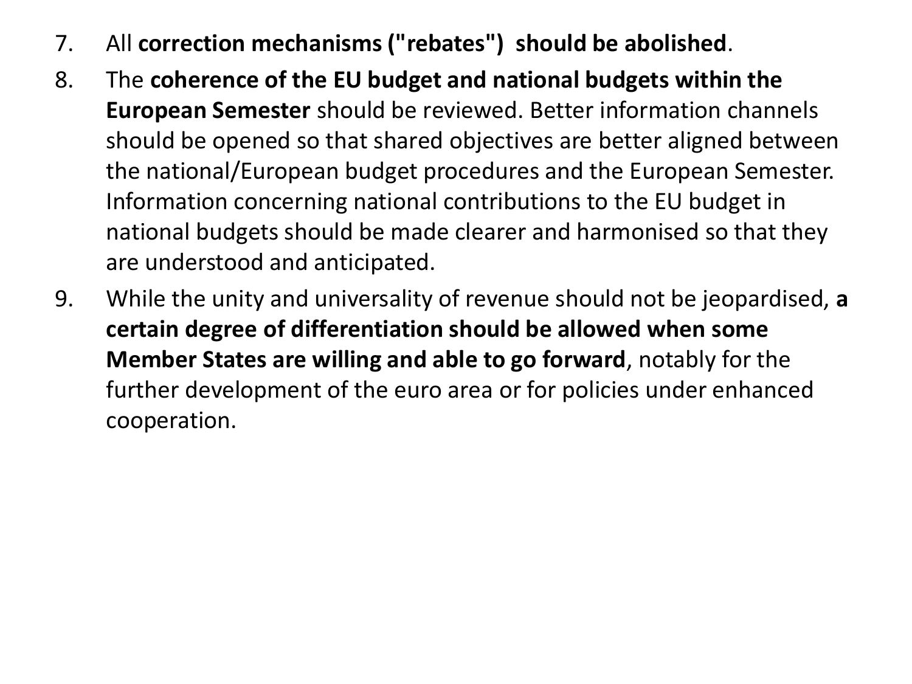7. All **correction mechanisms ("rebates") should be abolished**.
8. The **coherence of the EU budget and national budgets within the European Semester** should be reviewed. Better information channels should be opened so that shared objectives are better aligned between the national/European budget procedures and the European Semester. Information concerning national contributions to the EU budget in national budgets should be made clearer and harmonised so that they are understood and anticipated.
9. While the unity and universality of revenue should not be jeopardised, **a certain degree of differentiation should be allowed when some Member States are willing and able to go forward**, notably for the further development of the euro area or for policies under enhanced cooperation.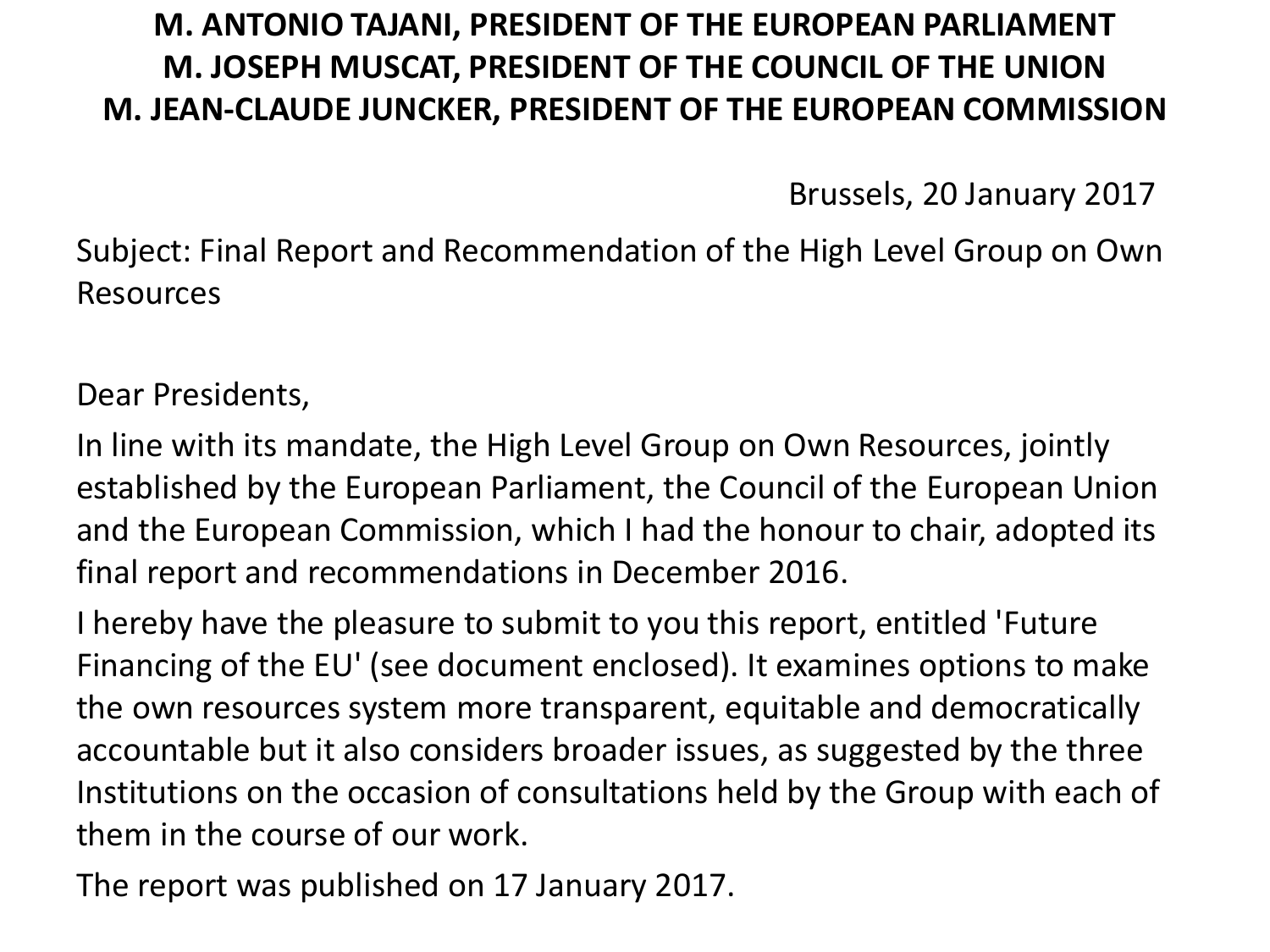**M. ANTONIO TAJANI, PRESIDENT OF THE EUROPEAN PARLIAMENT**
**M. JOSEPH MUSCAT, PRESIDENT OF THE COUNCIL OF THE UNION**
**M. JEAN-CLAUDE JUNCKER, PRESIDENT OF THE EUROPEAN COMMISSION**

Brussels, 20 January 2017

Subject: Final Report and Recommendation of the High Level Group on Own Resources

Dear Presidents,

In line with its mandate, the High Level Group on Own Resources, jointly established by the European Parliament, the Council of the European Union and the European Commission, which I had the honour to chair, adopted its final report and recommendations in December 2016.

I hereby have the pleasure to submit to you this report, entitled 'Future Financing of the EU' (see document enclosed). It examines options to make the own resources system more transparent, equitable and democratically accountable but it also considers broader issues, as suggested by the three Institutions on the occasion of consultations held by the Group with each of them in the course of our work.

The report was published on 17 January 2017.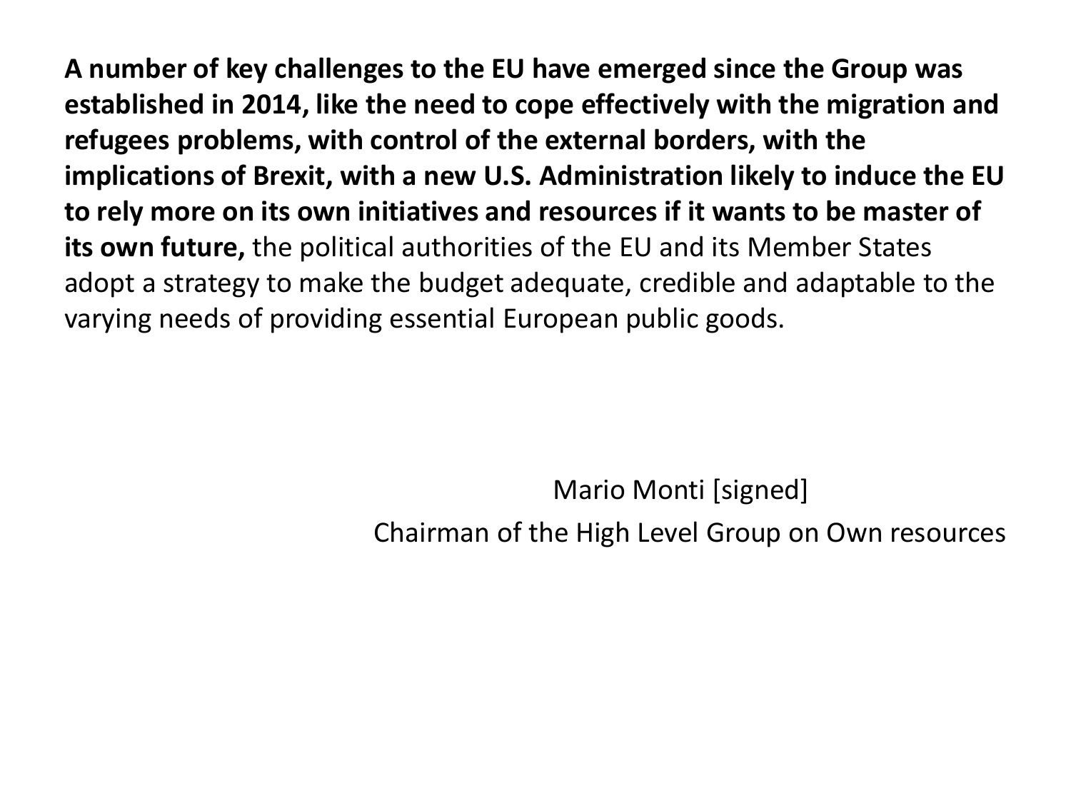**A number of key challenges to the EU have emerged since the Group was established in 2014, like the need to cope effectively with the migration and refugees problems, with control of the external borders, with the implications of Brexit, with a new U.S. Administration likely to induce the EU to rely more on its own initiatives and resources if it wants to be master of its own future,** the political authorities of the EU and its Member States adopt a strategy to make the budget adequate, credible and adaptable to the varying needs of providing essential European public goods.

Mario Monti [signed]

Chairman of the High Level Group on Own resources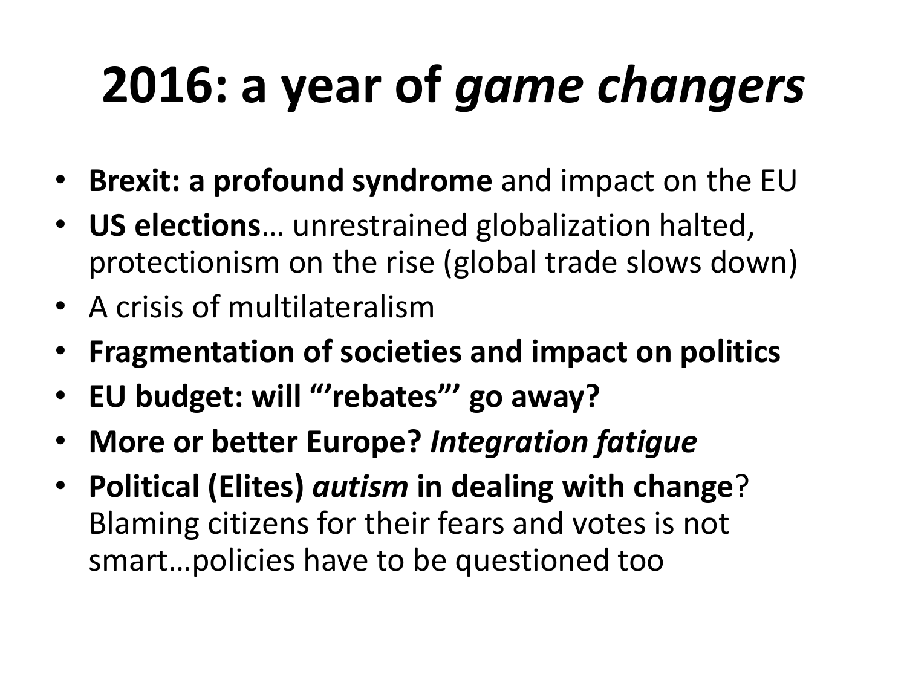# 2016: a year of *game changers*

- **Brexit: a profound syndrome** and impact on the EU
- **US elections**… unrestrained globalization halted, protectionism on the rise (global trade slows down)
- A crisis of multilateralism
- **Fragmentation of societies and impact on politics**
- **EU budget: will “’rebates”’ go away?**
- **More or better Europe?** ***Integration fatigue***
- **Political (Elites)** ***autism*** **in dealing with change**? Blaming citizens for their fears and votes is not smart…policies have to be questioned too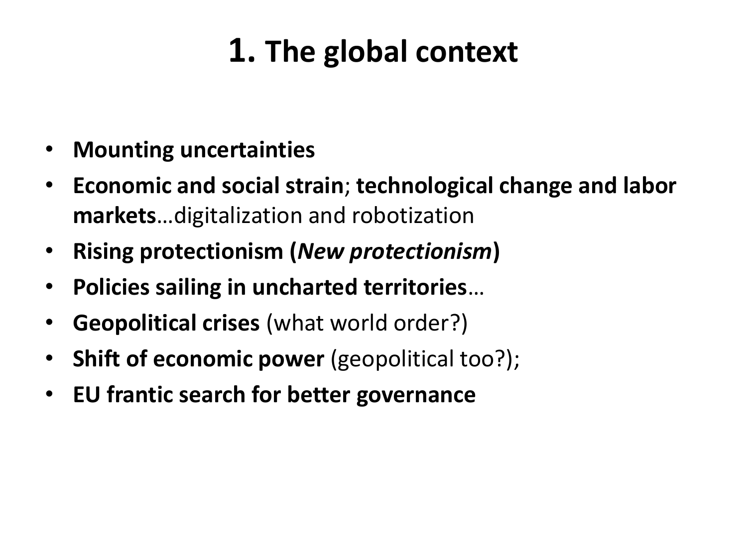# 1. The global context

- **Mounting uncertainties**
- **Economic and social strain**; **technological change and labor markets**…digitalization and robotization
- **Rising protectionism (*New protectionism*)**
- **Policies sailing in uncharted territories**…
- **Geopolitical crises** (what world order?)
- **Shift of economic power** (geopolitical too?);
- **EU frantic search for better governance**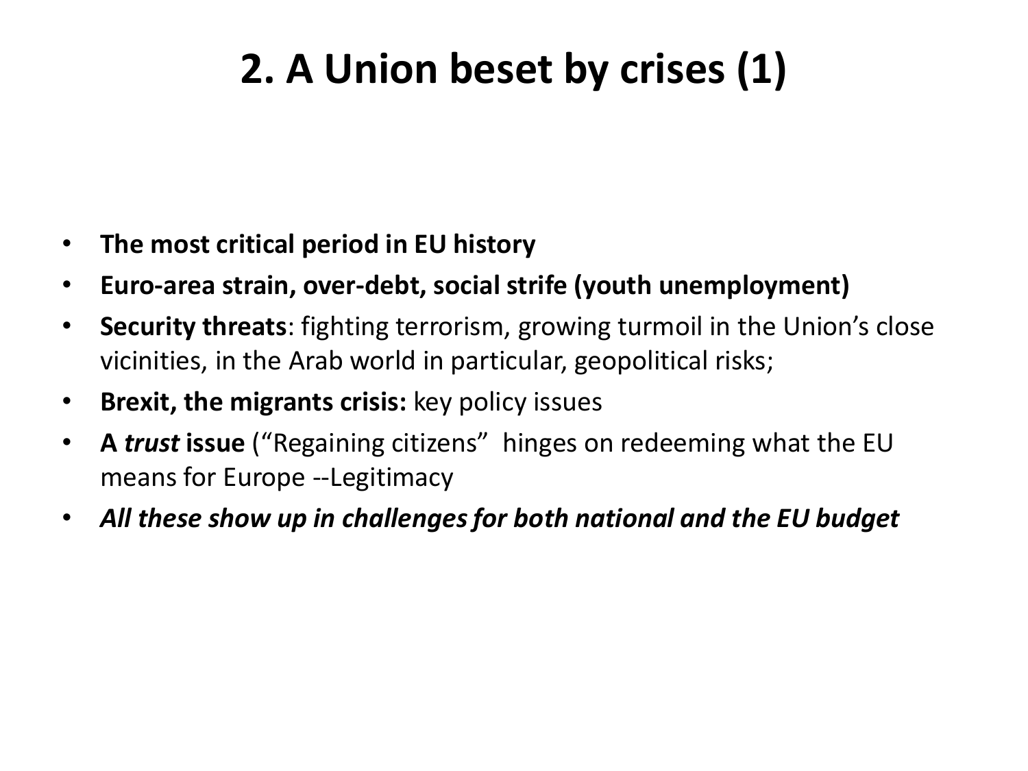# 2. A Union beset by crises (1)

- **The most critical period in EU history**
- **Euro-area strain, over-debt, social strife (youth unemployment)**
- **Security threats**: fighting terrorism, growing turmoil in the Union's close vicinities, in the Arab world in particular, geopolitical risks;
- **Brexit, the migrants crisis:** key policy issues
- **A *trust* issue** ("Regaining citizens"  hinges on redeeming what the EU means for Europe --Legitimacy
- ***All these show up in challenges for both national and the EU budget***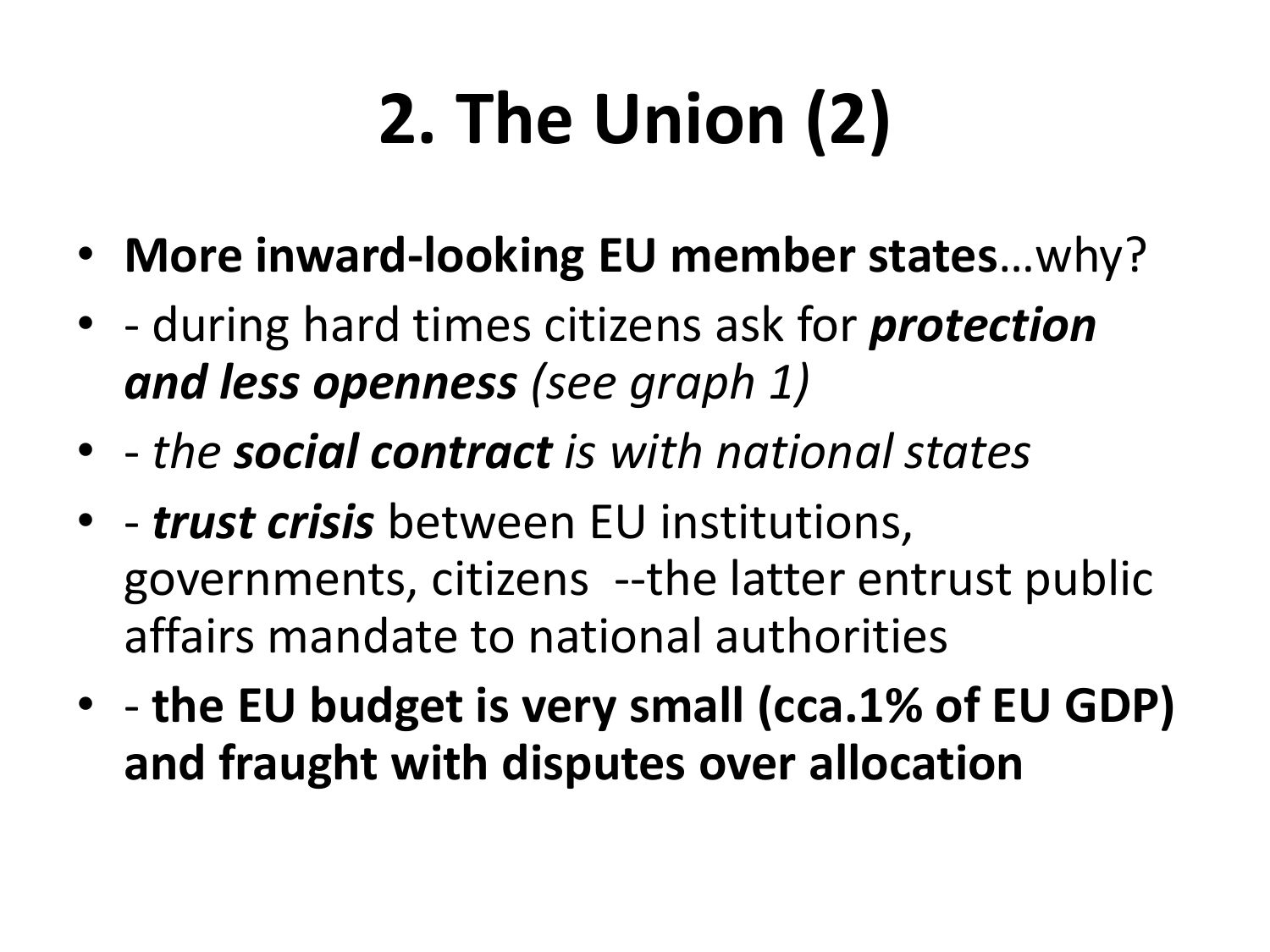# 2. The Union (2)

- **More inward-looking EU member states**…why?
- - during hard times citizens ask for ***protection and less openness*** *(see graph 1)*
- - *the **social contract** is with national states*
- - ***trust crisis*** between EU institutions, governments, citizens --the latter entrust public affairs mandate to national authorities
- - **the EU budget is very small (cca.1% of EU GDP) and fraught with disputes over allocation**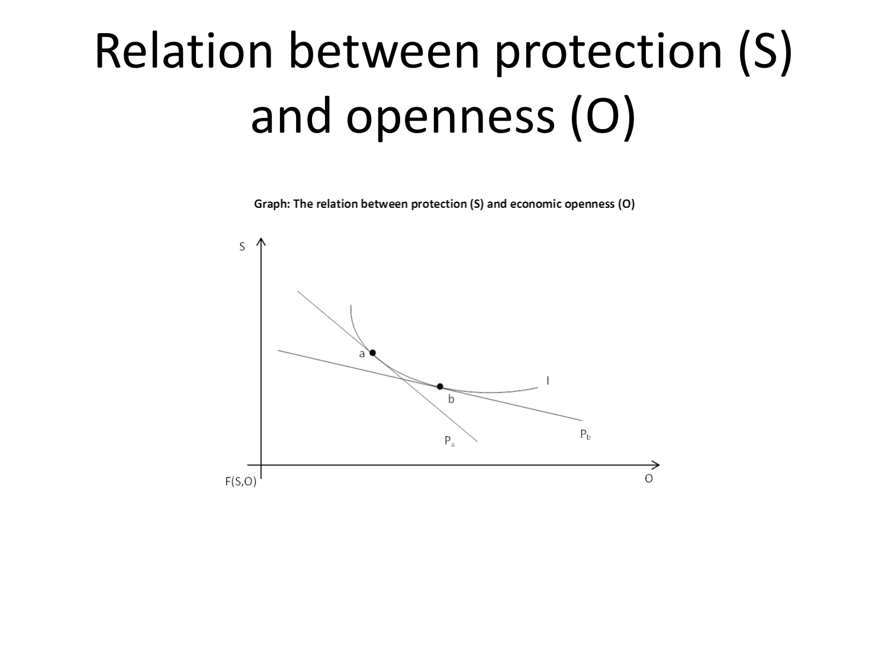# Relation between protection (S) and openness (O)

**Graph: The relation between protection (S) and economic openness (O)**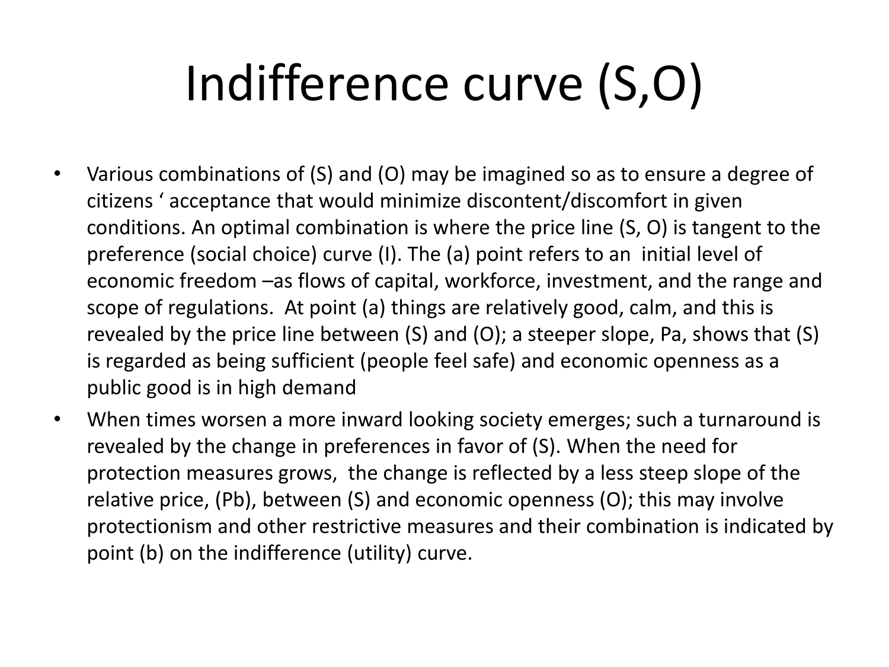# Indifference curve (S,O)

- Various combinations of (S) and (O) may be imagined so as to ensure a degree of citizens ' acceptance that would minimize discontent/discomfort in given conditions. An optimal combination is where the price line (S, O) is tangent to the preference (social choice) curve (I). The (a) point refers to an initial level of economic freedom –as flows of capital, workforce, investment, and the range and scope of regulations. At point (a) things are relatively good, calm, and this is revealed by the price line between (S) and (O); a steeper slope, Pa, shows that (S) is regarded as being sufficient (people feel safe) and economic openness as a public good is in high demand
- When times worsen a more inward looking society emerges; such a turnaround is revealed by the change in preferences in favor of (S). When the need for protection measures grows, the change is reflected by a less steep slope of the relative price, (Pb), between (S) and economic openness (O); this may involve protectionism and other restrictive measures and their combination is indicated by point (b) on the indifference (utility) curve.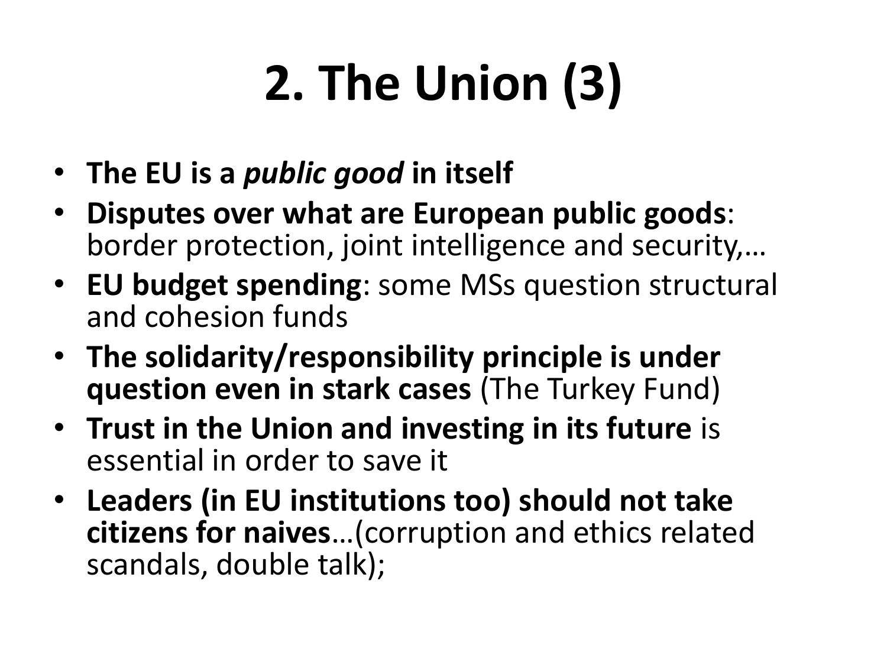# 2. The Union (3)

- **The EU is a *public good* in itself**
- **Disputes over what are European public goods**: border protection, joint intelligence and security,…
- **EU budget spending**: some MSs question structural and cohesion funds
- **The solidarity/responsibility principle is under question even in stark cases** (The Turkey Fund)
- **Trust in the Union and investing in its future** is essential in order to save it
- **Leaders (in EU institutions too) should not take citizens for naives**…(corruption and ethics related scandals, double talk);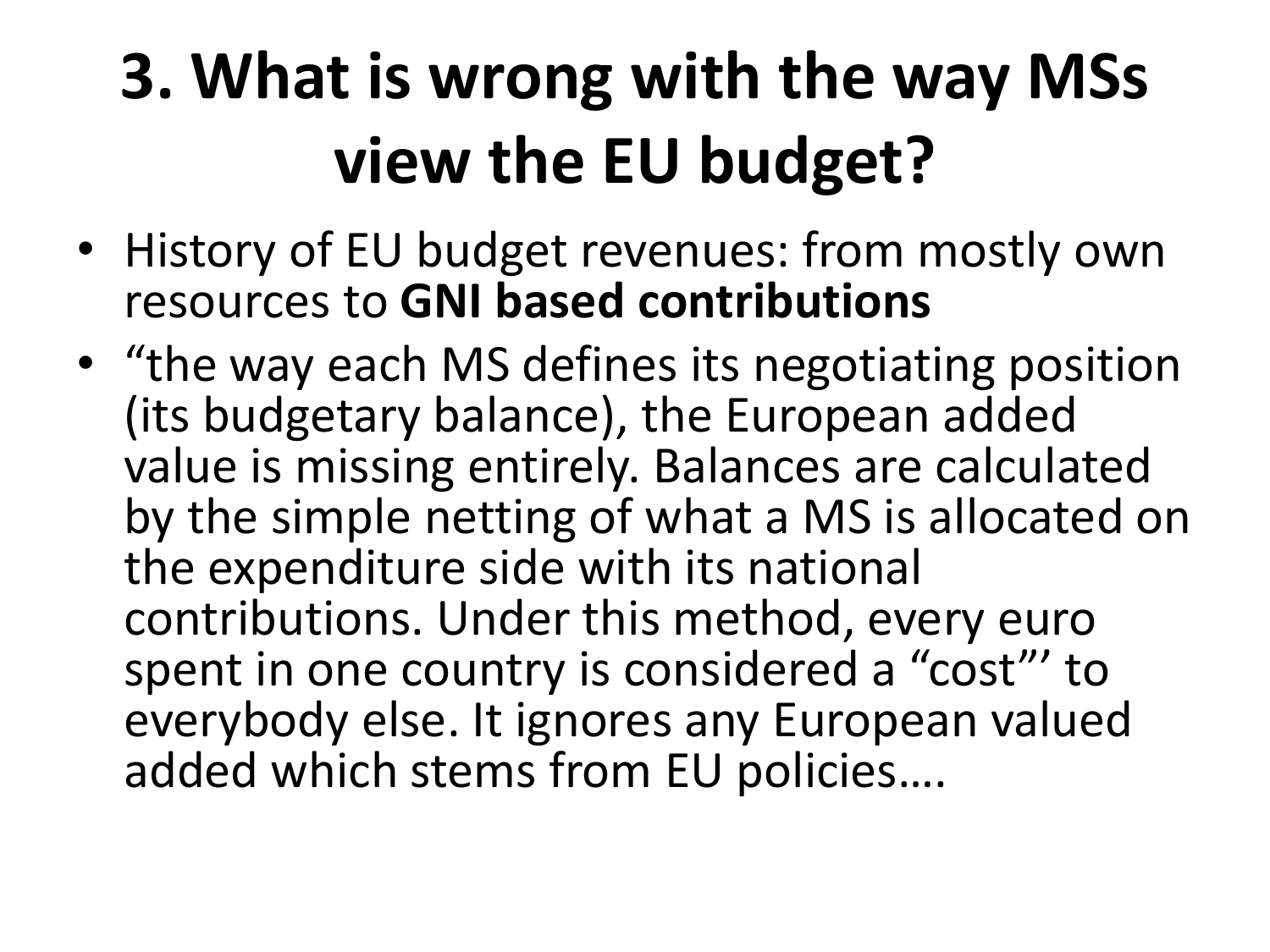# 3. What is wrong with the way MSs view the EU budget?

- History of EU budget revenues: from mostly own resources to **GNI based contributions**
- "the way each MS defines its negotiating position (its budgetary balance), the European added value is missing entirely. Balances are calculated by the simple netting of what a MS is allocated on the expenditure side with its national contributions. Under this method, every euro spent in one country is considered a "cost"' to everybody else. It ignores any European valued added which stems from EU policies….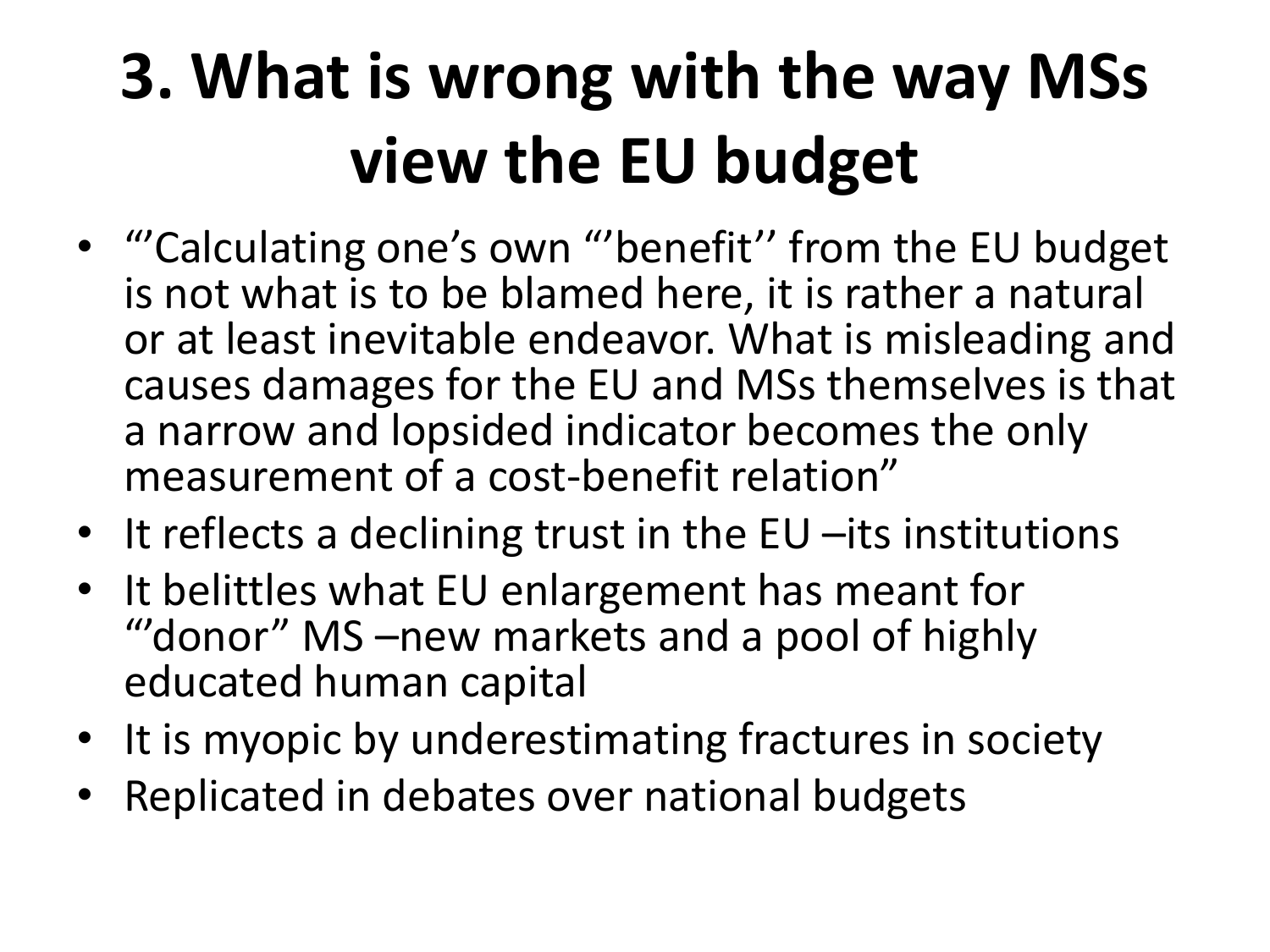# 3. What is wrong with the way MSs view the EU budget

- "'Calculating one's own "'benefit'' from the EU budget is not what is to be blamed here, it is rather a natural or at least inevitable endeavor. What is misleading and causes damages for the EU and MSs themselves is that a narrow and lopsided indicator becomes the only measurement of a cost-benefit relation"
- It reflects a declining trust in the EU –its institutions
- It belittles what EU enlargement has meant for "'donor" MS –new markets and a pool of highly educated human capital
- It is myopic by underestimating fractures in society
- Replicated in debates over national budgets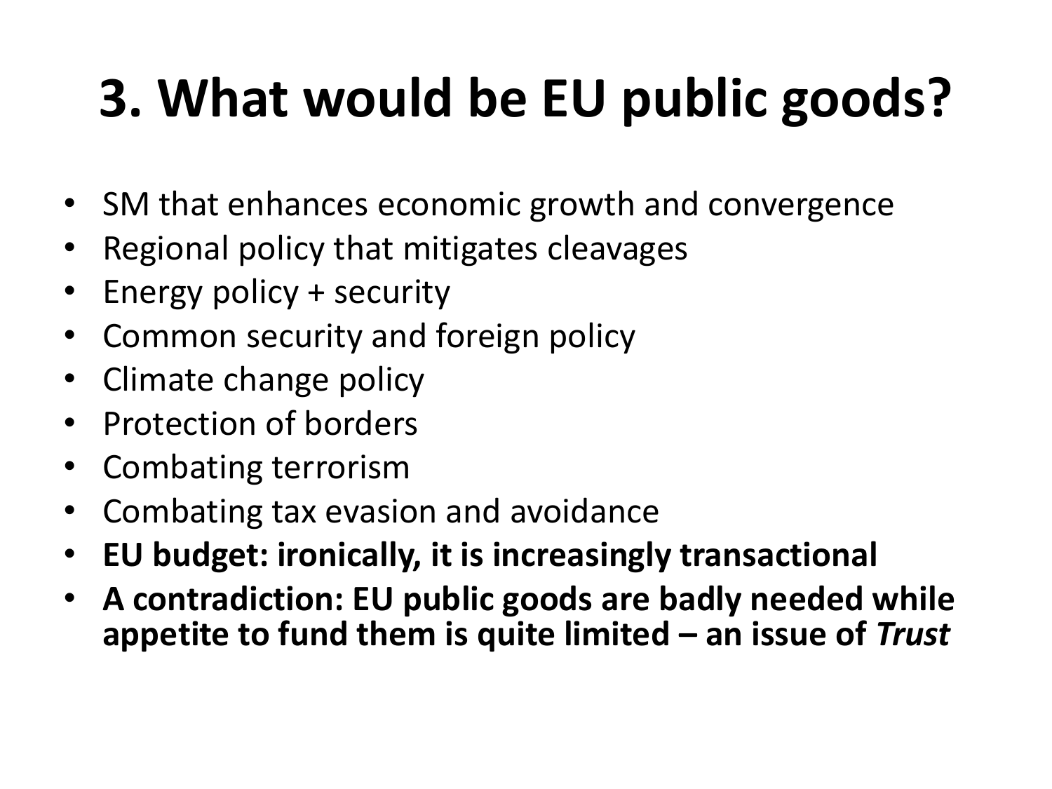# 3. What would be EU public goods?

- SM that enhances economic growth and convergence
- Regional policy that mitigates cleavages
- Energy policy + security
- Common security and foreign policy
- Climate change policy
- Protection of borders
- Combating terrorism
- Combating tax evasion and avoidance
- **EU budget: ironically, it is increasingly transactional**
- **A contradiction: EU public goods are badly needed while appetite to fund them is quite limited – an issue of *Trust***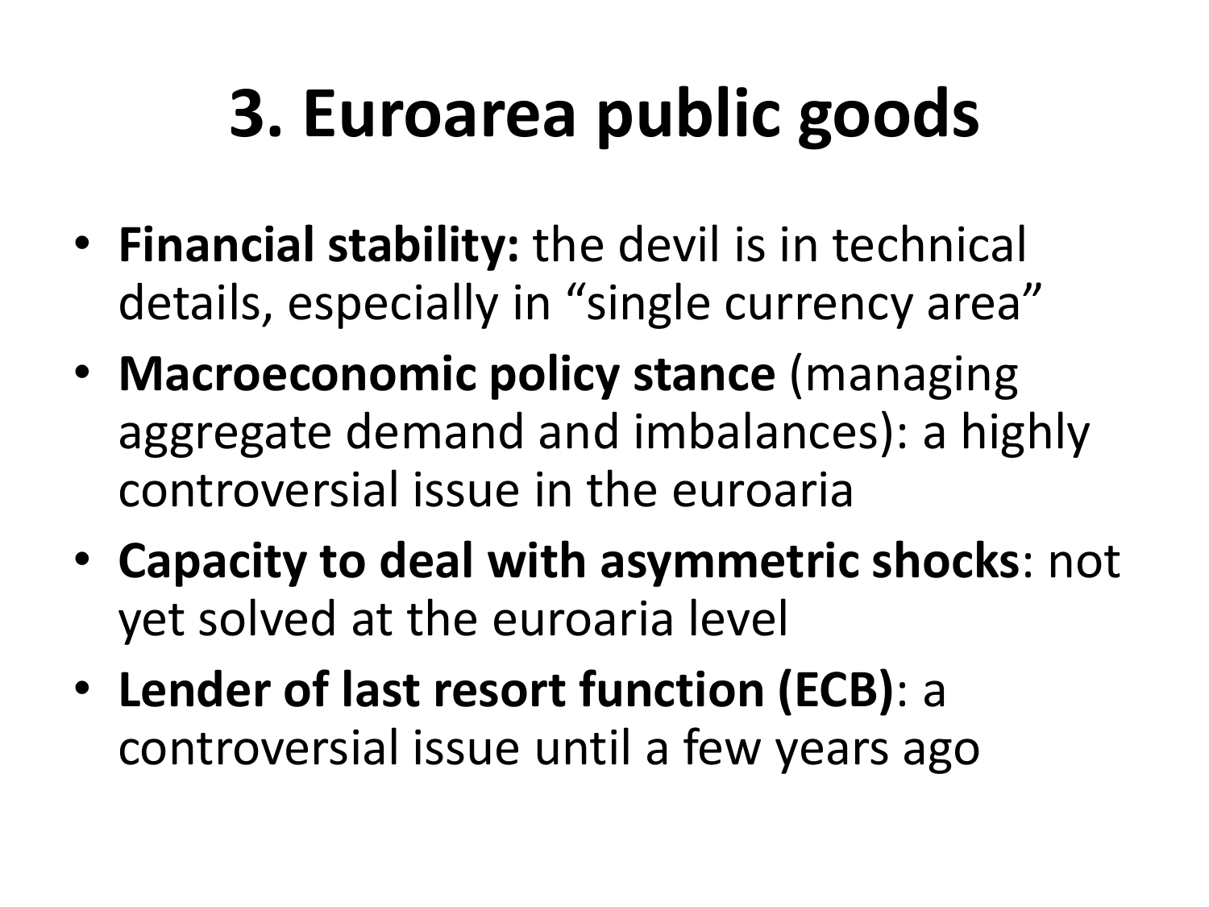# 3. Euroarea public goods

- **Financial stability:** the devil is in technical details, especially in "single currency area"
- **Macroeconomic policy stance** (managing aggregate demand and imbalances): a highly controversial issue in the euroaria
- **Capacity to deal with asymmetric shocks**: not yet solved at the euroaria level
- **Lender of last resort function (ECB)**: a controversial issue until a few years ago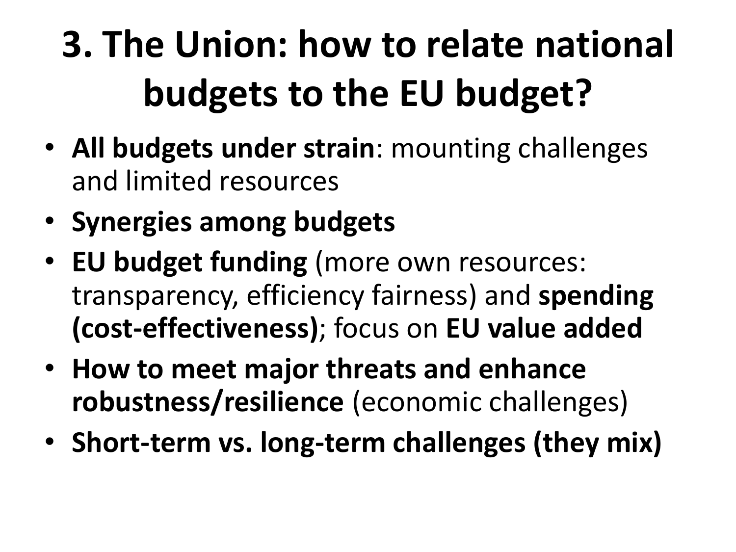# 3. The Union: how to relate national budgets to the EU budget?

- **All budgets under strain**: mounting challenges and limited resources
- **Synergies among budgets**
- **EU budget funding** (more own resources: transparency, efficiency fairness) and **spending (cost-effectiveness)**; focus on **EU value added**
- **How to meet major threats and enhance robustness/resilience** (economic challenges)
- **Short-term vs. long-term challenges (they mix)**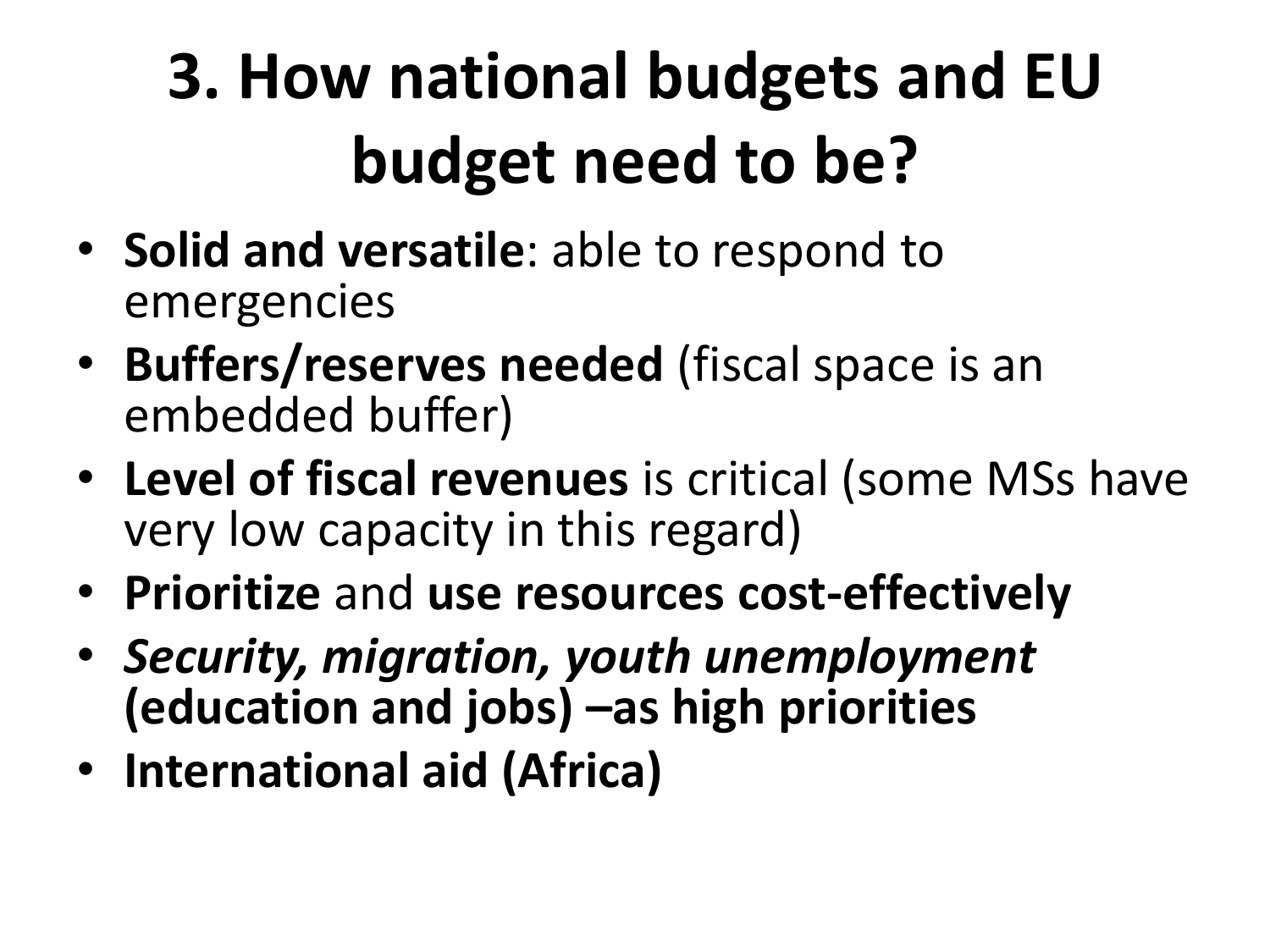# 3. How national budgets and EU budget need to be?

- **Solid and versatile**: able to respond to emergencies
- **Buffers/reserves needed** (fiscal space is an embedded buffer)
- **Level of fiscal revenues** is critical (some MSs have very low capacity in this regard)
- **Prioritize** and **use resources cost-effectively**
- ***Security, migration, youth unemployment*** **(education and jobs) –as high priorities**
- **International aid (Africa)**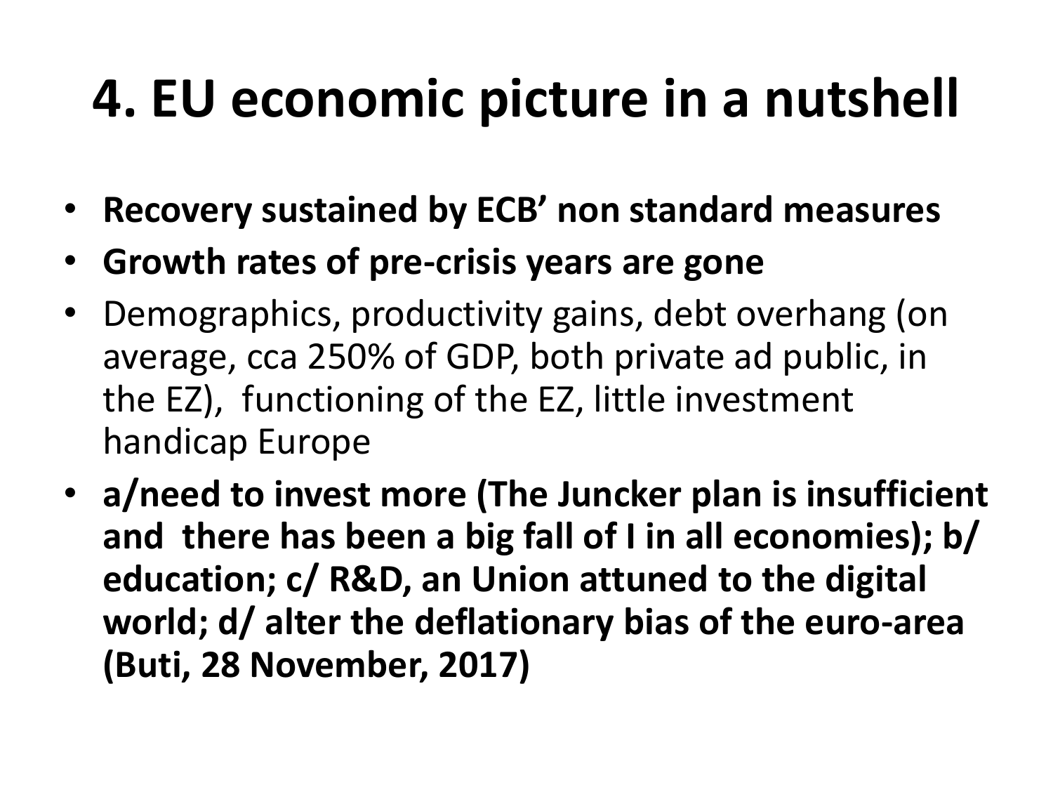# 4. EU economic picture in a nutshell

- **Recovery sustained by ECB' non standard measures**
- **Growth rates of pre-crisis years are gone**
- Demographics, productivity gains, debt overhang (on average, cca 250% of GDP, both private ad public, in the EZ), functioning of the EZ, little investment handicap Europe
- **a/need to invest more (The Juncker plan is insufficient and there has been a big fall of I in all economies); b/ education; c/ R&D, an Union attuned to the digital world; d/ alter the deflationary bias of the euro-area (Buti, 28 November, 2017)**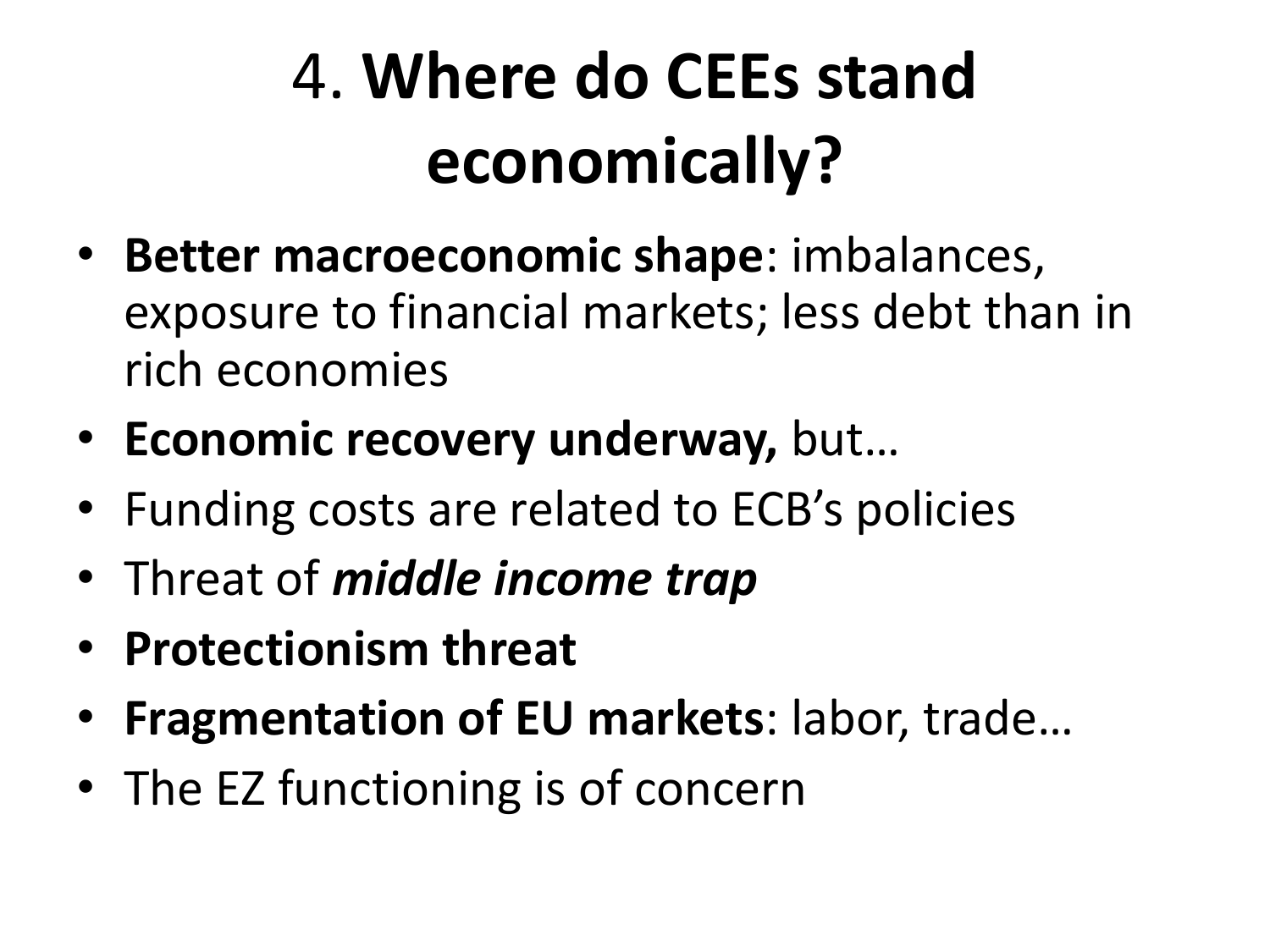# 4. **Where do CEEs stand economically?**

- **Better macroeconomic shape**: imbalances, exposure to financial markets; less debt than in rich economies
- **Economic recovery underway,** but…
- Funding costs are related to ECB's policies
- Threat of ***middle income trap***
- **Protectionism threat**
- **Fragmentation of EU markets**: labor, trade…
- The EZ functioning is of concern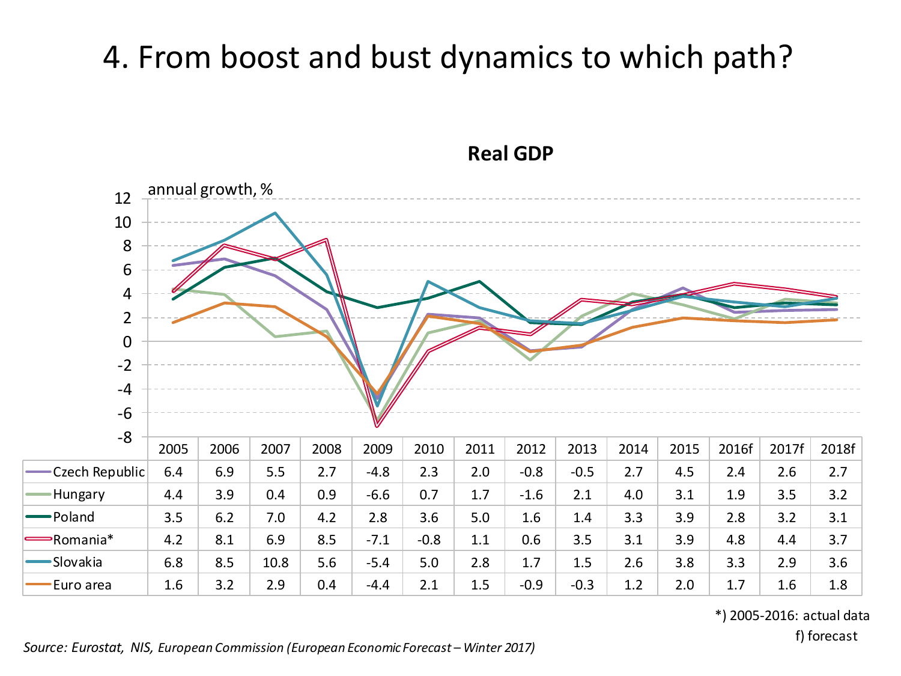# 4. From boost and bust dynamics to which path?

**Real GDP**

annual growth, %

| | 2005 | 2006 | 2007 | 2008 | 2009 | 2010 | 2011 | 2012 | 2013 | 2014 | 2015 | 2016f | 2017f | 2018f |
|---|---|---|---|---|---|---|---|---|---|---|---|---|---|---|
| Czech Republic | 6.4 | 6.9 | 5.5 | 2.7 | -4.8 | 2.3 | 2.0 | -0.8 | -0.5 | 2.7 | 4.5 | 2.4 | 2.6 | 2.7 |
| Hungary | 4.4 | 3.9 | 0.4 | 0.9 | -6.6 | 0.7 | 1.7 | -1.6 | 2.1 | 4.0 | 3.1 | 1.9 | 3.5 | 3.2 |
| Poland | 3.5 | 6.2 | 7.0 | 4.2 | 2.8 | 3.6 | 5.0 | 1.6 | 1.4 | 3.3 | 3.9 | 2.8 | 3.2 | 3.1 |
| Romania* | 4.2 | 8.1 | 6.9 | 8.5 | -7.1 | -0.8 | 1.1 | 0.6 | 3.5 | 3.1 | 3.9 | 4.8 | 4.4 | 3.7 |
| Slovakia | 6.8 | 8.5 | 10.8 | 5.6 | -5.4 | 5.0 | 2.8 | 1.7 | 1.5 | 2.6 | 3.8 | 3.3 | 2.9 | 3.6 |
| Euro area | 1.6 | 3.2 | 2.9 | 0.4 | -4.4 | 2.1 | 1.5 | -0.9 | -0.3 | 1.2 | 2.0 | 1.7 | 1.6 | 1.8 |

*) 2005-2016: actual data

f) forecast

*Source: Eurostat, NIS, European Commission (European Economic Forecast – Winter 2017)*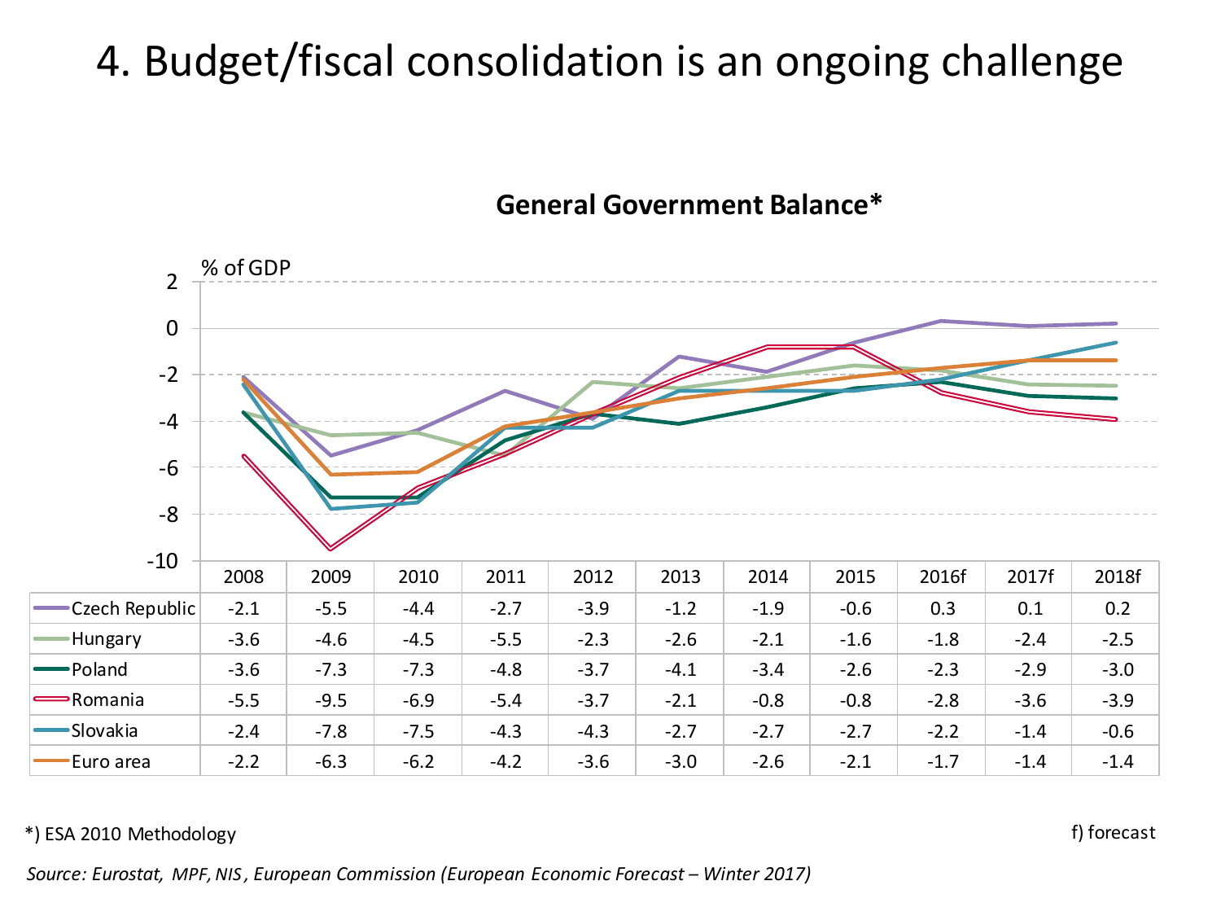# 4. Budget/fiscal consolidation is an ongoing challenge

**General Government Balance***

% of GDP

| | 2008 | 2009 | 2010 | 2011 | 2012 | 2013 | 2014 | 2015 | 2016f | 2017f | 2018f |
|---|---|---|---|---|---|---|---|---|---|---|---|
| Czech Republic | -2.1 | -5.5 | -4.4 | -2.7 | -3.9 | -1.2 | -1.9 | -0.6 | 0.3 | 0.1 | 0.2 |
| Hungary | -3.6 | -4.6 | -4.5 | -5.5 | -2.3 | -2.6 | -2.1 | -1.6 | -1.8 | -2.4 | -2.5 |
| Poland | -3.6 | -7.3 | -7.3 | -4.8 | -3.7 | -4.1 | -3.4 | -2.6 | -2.3 | -2.9 | -3.0 |
| Romania | -5.5 | -9.5 | -6.9 | -5.4 | -3.7 | -2.1 | -0.8 | -0.8 | -2.8 | -3.6 | -3.9 |
| Slovakia | -2.4 | -7.8 | -7.5 | -4.3 | -4.3 | -2.7 | -2.7 | -2.7 | -2.2 | -1.4 | -0.6 |
| Euro area | -2.2 | -6.3 | -6.2 | -4.2 | -3.6 | -3.0 | -2.6 | -2.1 | -1.7 | -1.4 | -1.4 |

*) ESA 2010 Methodology

f) forecast

*Source: Eurostat, MPF, NIS, European Commission (European Economic Forecast – Winter 2017)*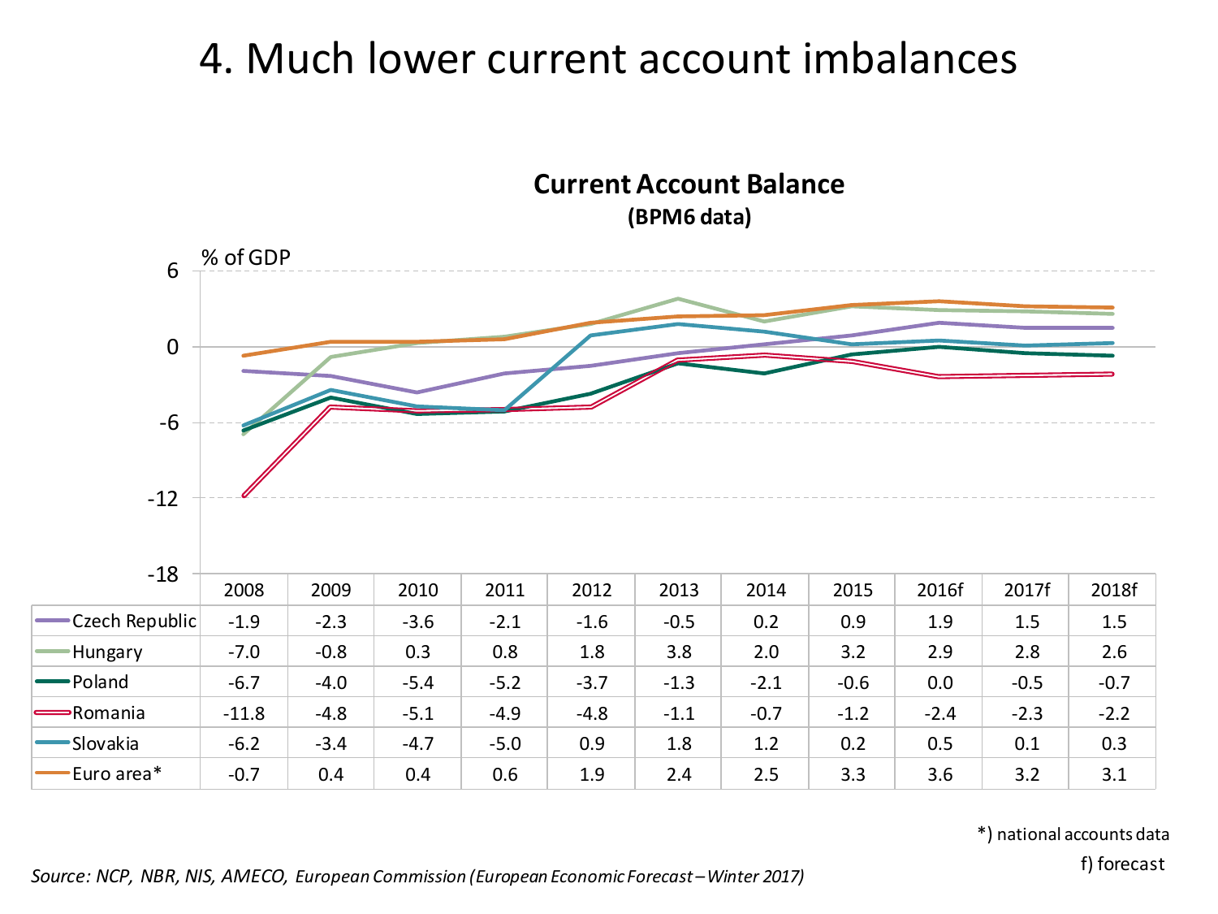# 4. Much lower current account imbalances

## Current Account Balance

**(BPM6 data)**

% of GDP

| | 2008 | 2009 | 2010 | 2011 | 2012 | 2013 | 2014 | 2015 | 2016f | 2017f | 2018f |
|---|---|---|---|---|---|---|---|---|---|---|---|
| Czech Republic | -1.9 | -2.3 | -3.6 | -2.1 | -1.6 | -0.5 | 0.2 | 0.9 | 1.9 | 1.5 | 1.5 |
| Hungary | -7.0 | -0.8 | 0.3 | 0.8 | 1.8 | 3.8 | 2.0 | 3.2 | 2.9 | 2.8 | 2.6 |
| Poland | -6.7 | -4.0 | -5.4 | -5.2 | -3.7 | -1.3 | -2.1 | -0.6 | 0.0 | -0.5 | -0.7 |
| Romania | -11.8 | -4.8 | -5.1 | -4.9 | -4.8 | -1.1 | -0.7 | -1.2 | -2.4 | -2.3 | -2.2 |
| Slovakia | -6.2 | -3.4 | -4.7 | -5.0 | 0.9 | 1.8 | 1.2 | 0.2 | 0.5 | 0.1 | 0.3 |
| Euro area* | -0.7 | 0.4 | 0.4 | 0.6 | 1.9 | 2.4 | 2.5 | 3.3 | 3.6 | 3.2 | 3.1 |

*) national accounts data

f) forecast

*Source: NCP, NBR, NIS, AMECO, European Commission (European Economic Forecast – Winter 2017)*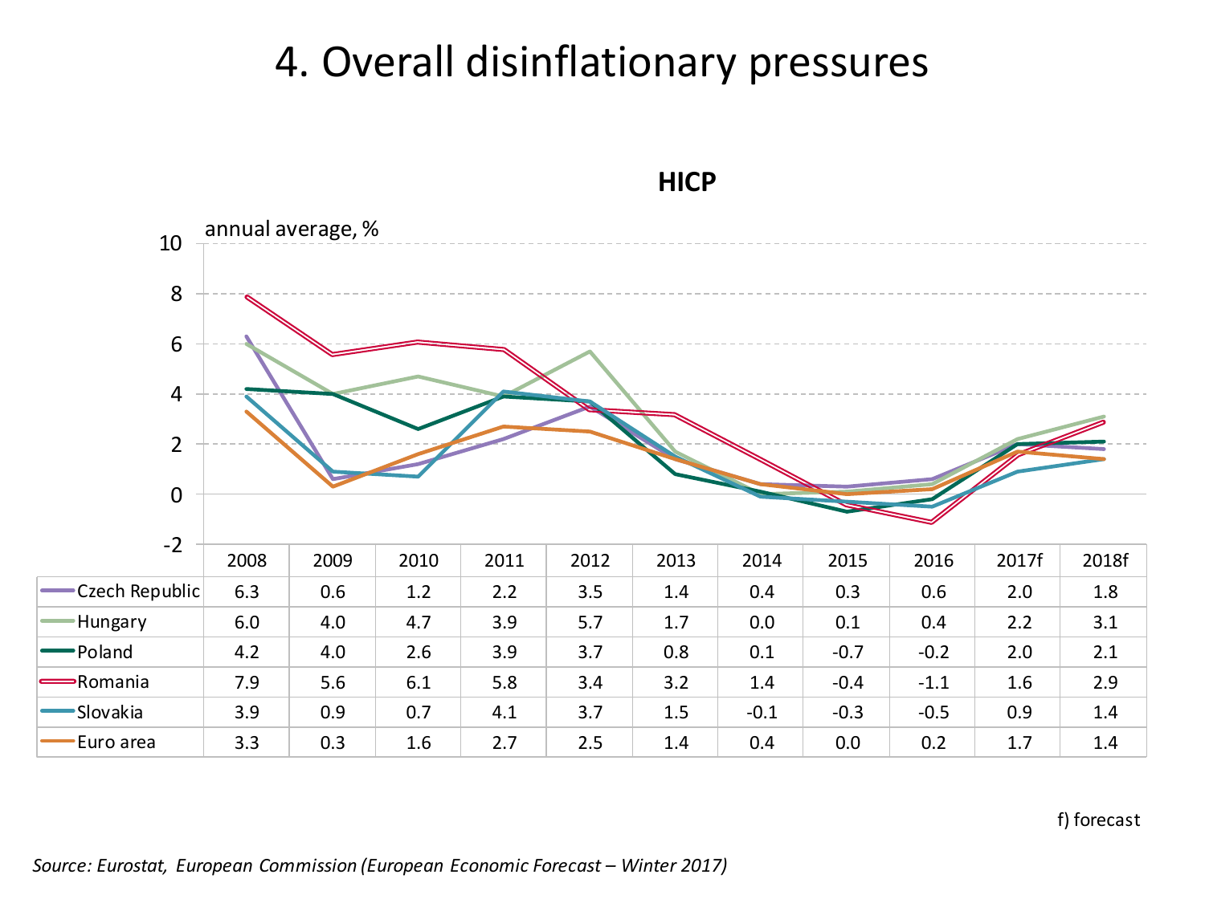# 4. Overall disinflationary pressures

**HICP**

annual average, %

| | 2008 | 2009 | 2010 | 2011 | 2012 | 2013 | 2014 | 2015 | 2016 | 2017f | 2018f |
|---|---|---|---|---|---|---|---|---|---|---|---|
| Czech Republic | 6.3 | 0.6 | 1.2 | 2.2 | 3.5 | 1.4 | 0.4 | 0.3 | 0.6 | 2.0 | 1.8 |
| Hungary | 6.0 | 4.0 | 4.7 | 3.9 | 5.7 | 1.7 | 0.0 | 0.1 | 0.4 | 2.2 | 3.1 |
| Poland | 4.2 | 4.0 | 2.6 | 3.9 | 3.7 | 0.8 | 0.1 | -0.7 | -0.2 | 2.0 | 2.1 |
| Romania | 7.9 | 5.6 | 6.1 | 5.8 | 3.4 | 3.2 | 1.4 | -0.4 | -1.1 | 1.6 | 2.9 |
| Slovakia | 3.9 | 0.9 | 0.7 | 4.1 | 3.7 | 1.5 | -0.1 | -0.3 | -0.5 | 0.9 | 1.4 |
| Euro area | 3.3 | 0.3 | 1.6 | 2.7 | 2.5 | 1.4 | 0.4 | 0.0 | 0.2 | 1.7 | 1.4 |

f) forecast

*Source: Eurostat, European Commission (European Economic Forecast – Winter 2017)*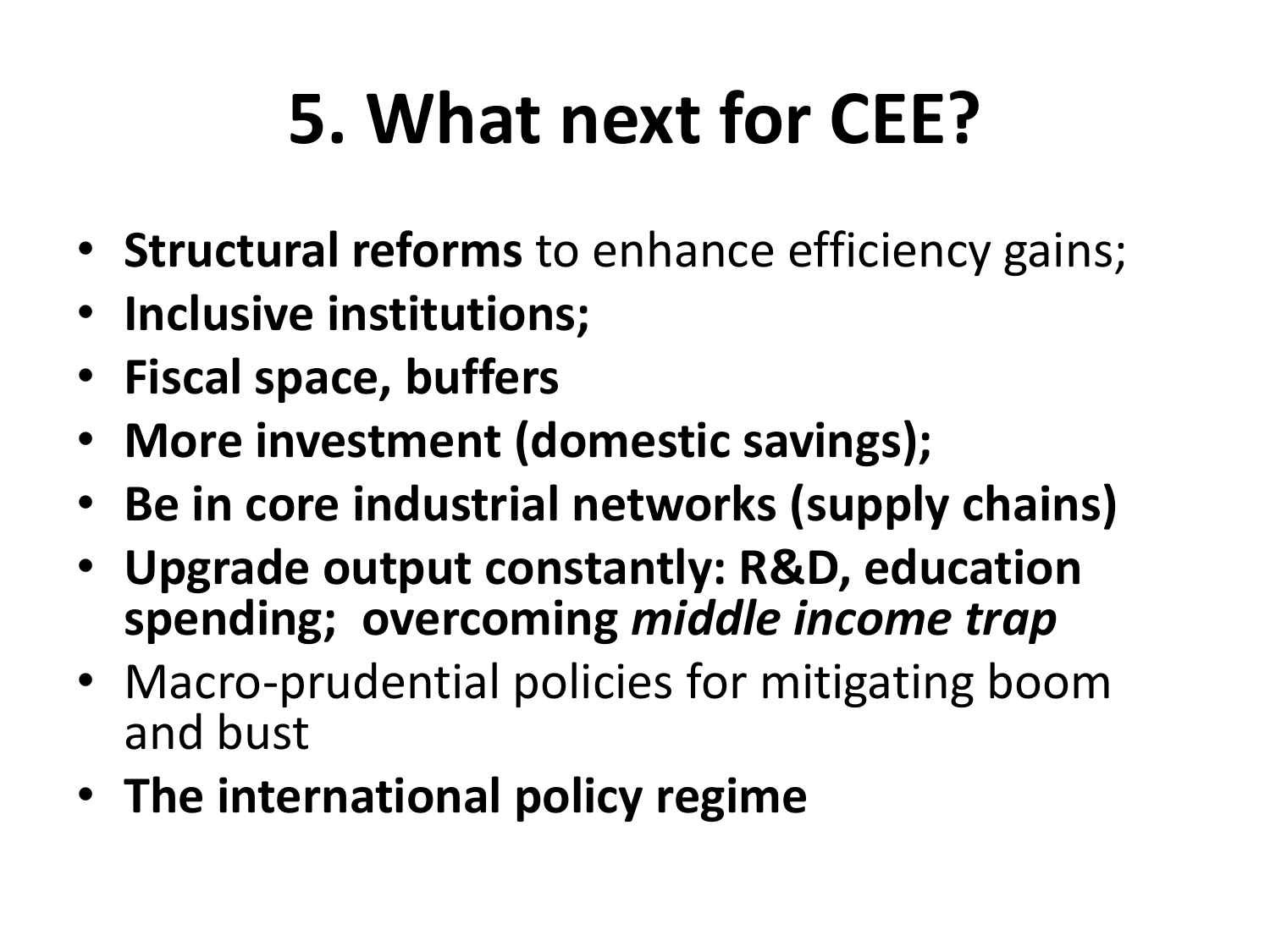# 5. What next for CEE?

- **Structural reforms** to enhance efficiency gains;
- **Inclusive institutions;**
- **Fiscal space, buffers**
- **More investment (domestic savings);**
- **Be in core industrial networks (supply chains)**
- **Upgrade output constantly: R&D, education spending; overcoming *middle income trap***
- Macro-prudential policies for mitigating boom and bust
- **The international policy regime**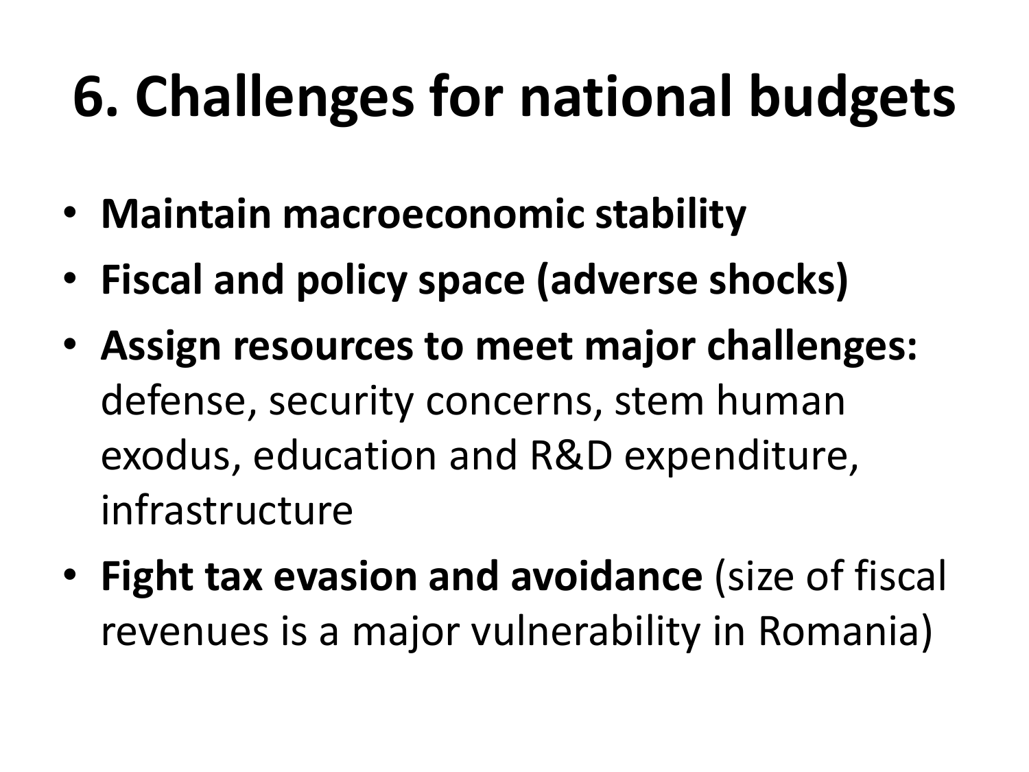# 6. Challenges for national budgets

- **Maintain macroeconomic stability**
- **Fiscal and policy space (adverse shocks)**
- **Assign resources to meet major challenges:** defense, security concerns, stem human exodus, education and R&D expenditure, infrastructure
- **Fight tax evasion and avoidance** (size of fiscal revenues is a major vulnerability in Romania)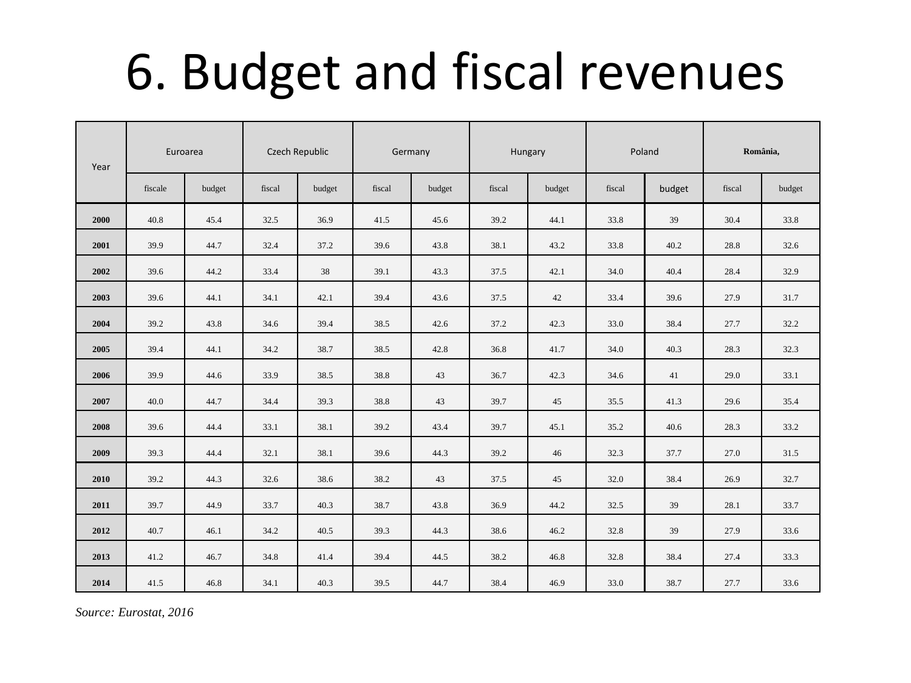# 6. Budget and fiscal revenues

| Year | Euroarea | | Czech Republic | | Germany | | Hungary | | Poland | | România, | |
|---|---|---|---|---|---|---|---|---|---|---|---|---|
| | fiscale | budget | fiscal | budget | fiscal | budget | fiscal | budget | fiscal | budget | fiscal | budget |
| **2000** | 40.8 | 45.4 | 32.5 | 36.9 | 41.5 | 45.6 | 39.2 | 44.1 | 33.8 | 39 | 30.4 | 33.8 |
| **2001** | 39.9 | 44.7 | 32.4 | 37.2 | 39.6 | 43.8 | 38.1 | 43.2 | 33.8 | 40.2 | 28.8 | 32.6 |
| **2002** | 39.6 | 44.2 | 33.4 | 38 | 39.1 | 43.3 | 37.5 | 42.1 | 34.0 | 40.4 | 28.4 | 32.9 |
| **2003** | 39.6 | 44.1 | 34.1 | 42.1 | 39.4 | 43.6 | 37.5 | 42 | 33.4 | 39.6 | 27.9 | 31.7 |
| **2004** | 39.2 | 43.8 | 34.6 | 39.4 | 38.5 | 42.6 | 37.2 | 42.3 | 33.0 | 38.4 | 27.7 | 32.2 |
| **2005** | 39.4 | 44.1 | 34.2 | 38.7 | 38.5 | 42.8 | 36.8 | 41.7 | 34.0 | 40.3 | 28.3 | 32.3 |
| **2006** | 39.9 | 44.6 | 33.9 | 38.5 | 38.8 | 43 | 36.7 | 42.3 | 34.6 | 41 | 29.0 | 33.1 |
| **2007** | 40.0 | 44.7 | 34.4 | 39.3 | 38.8 | 43 | 39.7 | 45 | 35.5 | 41.3 | 29.6 | 35.4 |
| **2008** | 39.6 | 44.4 | 33.1 | 38.1 | 39.2 | 43.4 | 39.7 | 45.1 | 35.2 | 40.6 | 28.3 | 33.2 |
| **2009** | 39.3 | 44.4 | 32.1 | 38.1 | 39.6 | 44.3 | 39.2 | 46 | 32.3 | 37.7 | 27.0 | 31.5 |
| **2010** | 39.2 | 44.3 | 32.6 | 38.6 | 38.2 | 43 | 37.5 | 45 | 32.0 | 38.4 | 26.9 | 32.7 |
| **2011** | 39.7 | 44.9 | 33.7 | 40.3 | 38.7 | 43.8 | 36.9 | 44.2 | 32.5 | 39 | 28.1 | 33.7 |
| **2012** | 40.7 | 46.1 | 34.2 | 40.5 | 39.3 | 44.3 | 38.6 | 46.2 | 32.8 | 39 | 27.9 | 33.6 |
| **2013** | 41.2 | 46.7 | 34.8 | 41.4 | 39.4 | 44.5 | 38.2 | 46.8 | 32.8 | 38.4 | 27.4 | 33.3 |
| **2014** | 41.5 | 46.8 | 34.1 | 40.3 | 39.5 | 44.7 | 38.4 | 46.9 | 33.0 | 38.7 | 27.7 | 33.6 |

*Source: Eurostat, 2016*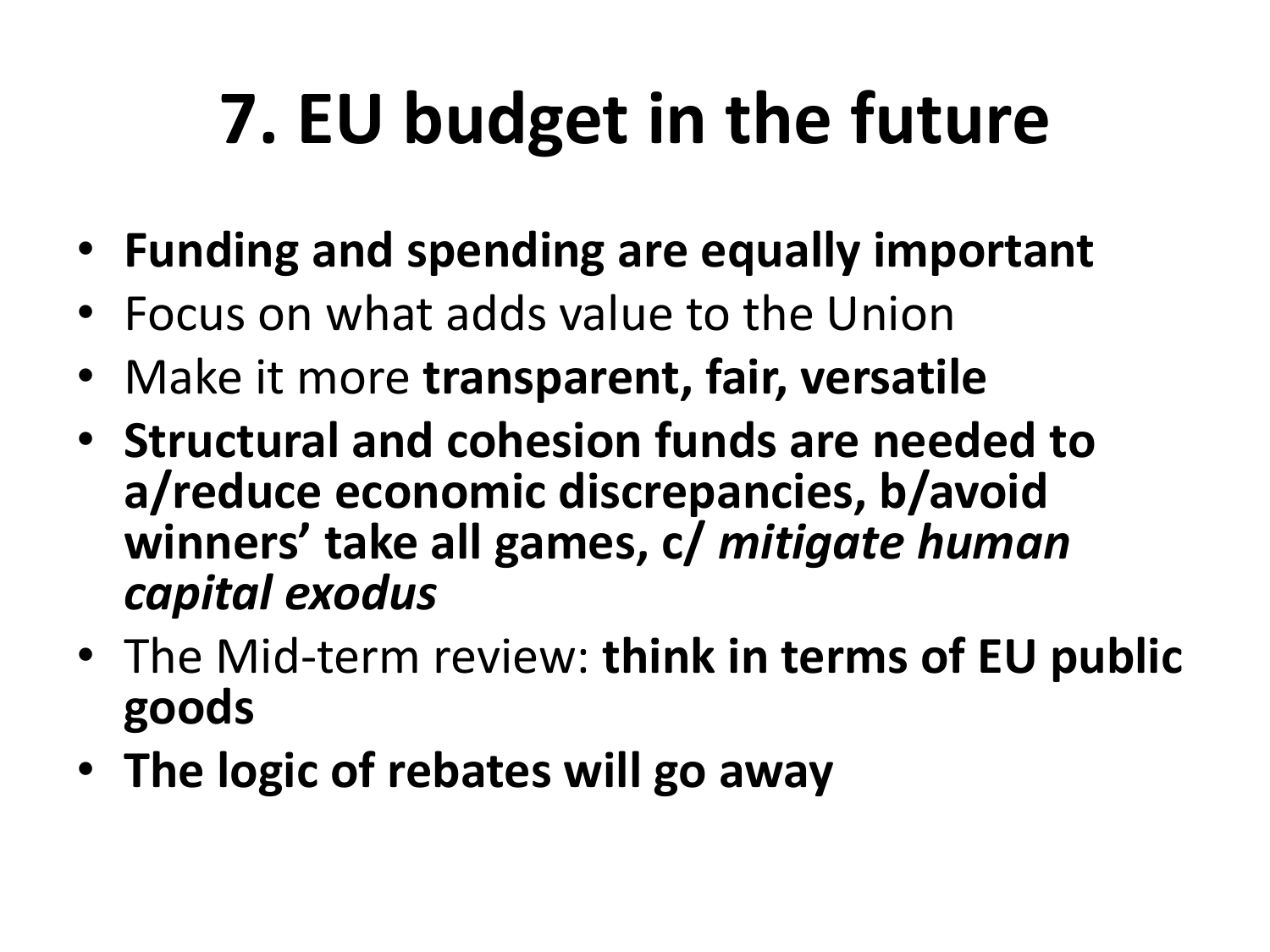# 7. EU budget in the future

- **Funding and spending are equally important**
- Focus on what adds value to the Union
- Make it more **transparent, fair, versatile**
- **Structural and cohesion funds are needed to a/reduce economic discrepancies, b/avoid winners' take all games, c/ *mitigate human capital exodus***
- The Mid-term review: **think in terms of EU public goods**
- **The logic of rebates will go away**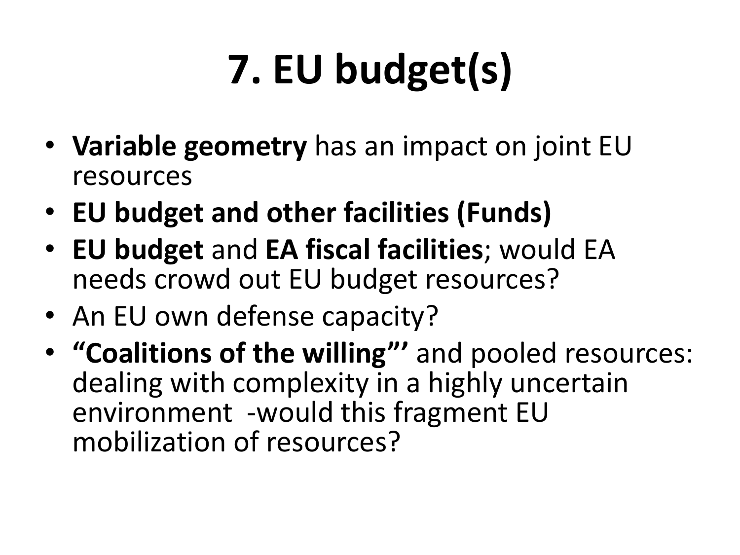# 7. EU budget(s)

- **Variable geometry** has an impact on joint EU resources
- **EU budget and other facilities (Funds)**
- **EU budget** and **EA fiscal facilities**; would EA needs crowd out EU budget resources?
- An EU own defense capacity?
- **"Coalitions of the willing"'** and pooled resources: dealing with complexity in a highly uncertain environment -would this fragment EU mobilization of resources?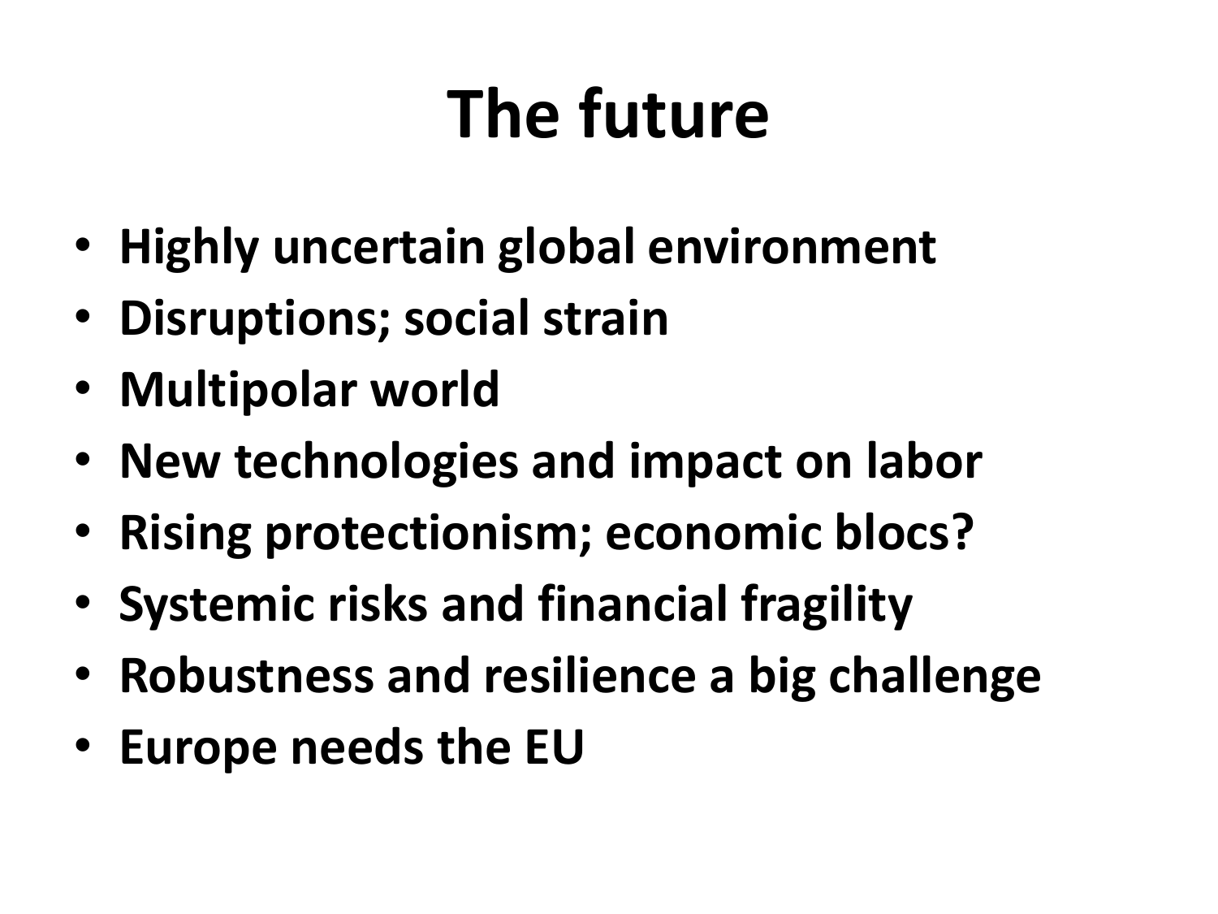# The future

- Highly uncertain global environment
- Disruptions; social strain
- Multipolar world
- New technologies and impact on labor
- Rising protectionism; economic blocs?
- Systemic risks and financial fragility
- Robustness and resilience a big challenge
- Europe needs the EU